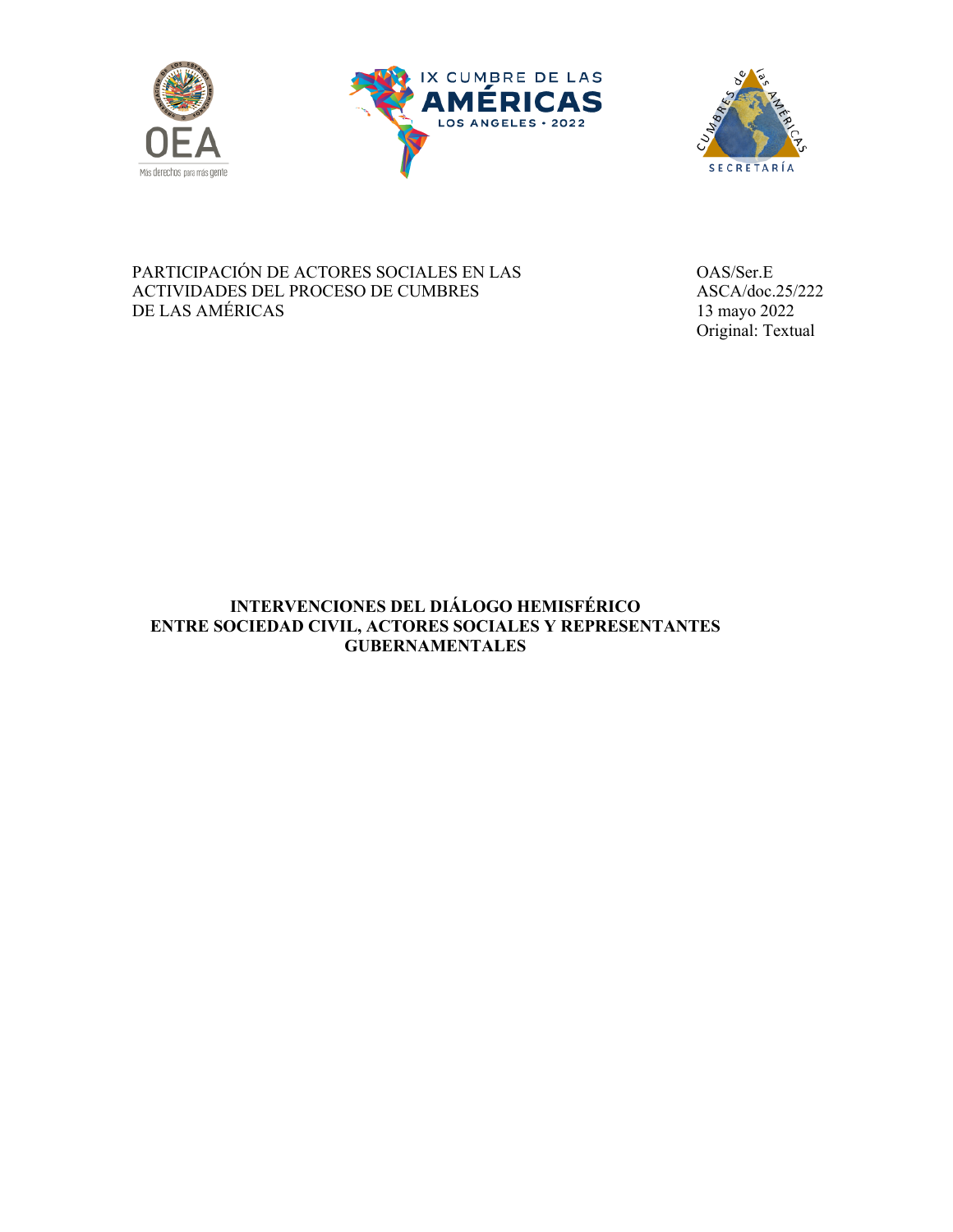PARTICIPACIÓN DE ACTORES SOCIALES EN LAS ACTIVIDADES DEL PROCESO DE CUMBRES DE LAS AMÉRICAS

OAS/Ser.E
ASCA/doc.25/222
13 mayo 2022
Original: Textual

# INTERVENCIONES DEL DIÁLOGO HEMISFÉRICO ENTRE SOCIEDAD CIVIL, ACTORES SOCIALES Y REPRESENTANTES GUBERNAMENTALES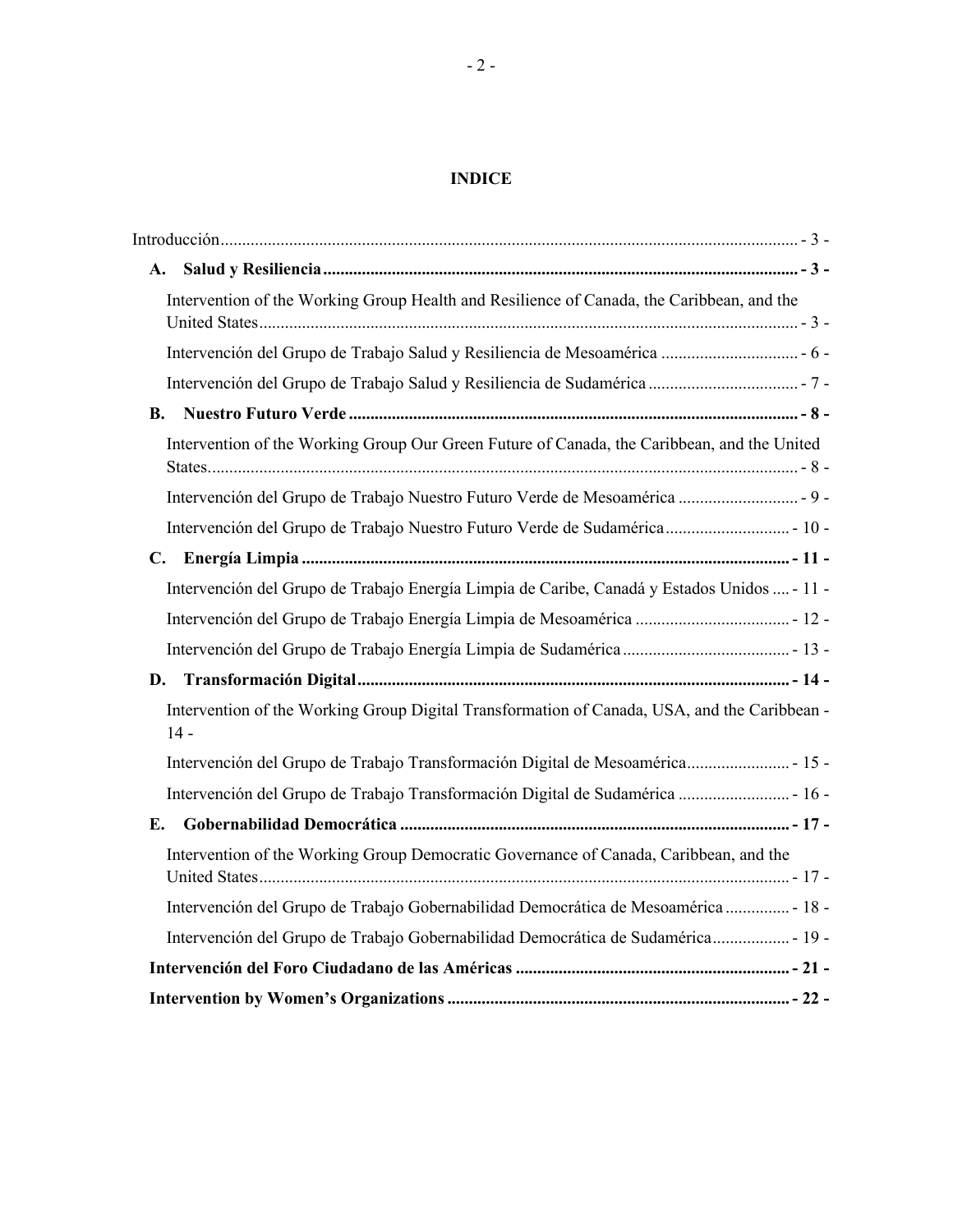**INDICE**

Introducción .................................................................................................................................... - 3 -

**A. Salud y Resiliencia** .............................................................................................................. - 3 -

Intervention of the Working Group Health and Resilience of Canada, the Caribbean, and the United States ........................................................................................................................... - 3 -

Intervención del Grupo de Trabajo Salud y Resiliencia de Mesoamérica ................................ - 6 -

Intervención del Grupo de Trabajo Salud y Resiliencia de Sudamérica .................................. - 7 -

**B. Nuestro Futuro Verde** ......................................................................................................... - 8 -

Intervention of the Working Group Our Green Future of Canada, the Caribbean, and the United States ........................................................................................................................................ - 8 -

Intervención del Grupo de Trabajo Nuestro Futuro Verde de Mesoamérica ............................ - 9 -

Intervención del Grupo de Trabajo Nuestro Futuro Verde de Sudamérica ............................ - 10 -

**C. Energía Limpia** .................................................................................................................. - 11 -

Intervención del Grupo de Trabajo Energía Limpia de Caribe, Canadá y Estados Unidos .... - 11 -

Intervención del Grupo de Trabajo Energía Limpia de Mesoamérica ................................... - 12 -

Intervención del Grupo de Trabajo Energía Limpia de Sudamérica ...................................... - 13 -

**D. Transformación Digital** ...................................................................................................... - 14 -

Intervention of the Working Group Digital Transformation of Canada, USA, and the Caribbean - 14 -

Intervención del Grupo de Trabajo Transformación Digital de Mesoamérica ....................... - 15 -

Intervención del Grupo de Trabajo Transformación Digital de Sudamérica ......................... - 16 -

**E. Gobernabilidad Democrática** ........................................................................................... - 17 -

Intervention of the Working Group Democratic Governance of Canada, Caribbean, and the United States .......................................................................................................................... - 17 -

Intervención del Grupo de Trabajo Gobernabilidad Democrática de Mesoamérica .............. - 18 -

Intervención del Grupo de Trabajo Gobernabilidad Democrática de Sudamérica ................. - 19 -

**Intervención del Foro Ciudadano de las Américas** ............................................................... - 21 -

**Intervention by Women's Organizations** ............................................................................... - 22 -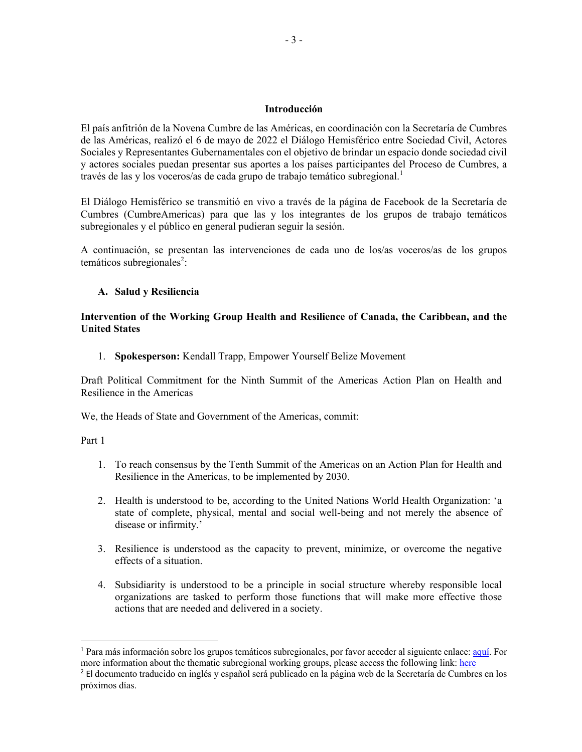## Introducción

El país anfitrión de la Novena Cumbre de las Américas, en coordinación con la Secretaría de Cumbres de las Américas, realizó el 6 de mayo de 2022 el Diálogo Hemisférico entre Sociedad Civil, Actores Sociales y Representantes Gubernamentales con el objetivo de brindar un espacio donde sociedad civil y actores sociales puedan presentar sus aportes a los países participantes del Proceso de Cumbres, a través de las y los voceros/as de cada grupo de trabajo temático subregional.[1]

El Diálogo Hemisférico se transmitió en vivo a través de la página de Facebook de la Secretaría de Cumbres (CumbreAmericas) para que las y los integrantes de los grupos de trabajo temáticos subregionales y el público en general pudieran seguir la sesión.

A continuación, se presentan las intervenciones de cada uno de los/as voceros/as de los grupos temáticos subregionales[2]:

### A. Salud y Resiliencia

**Intervention of the Working Group Health and Resilience of Canada, the Caribbean, and the United States**

1. **Spokesperson:** Kendall Trapp, Empower Yourself Belize Movement

Draft Political Commitment for the Ninth Summit of the Americas Action Plan on Health and Resilience in the Americas

We, the Heads of State and Government of the Americas, commit:

Part 1

1. To reach consensus by the Tenth Summit of the Americas on an Action Plan for Health and Resilience in the Americas, to be implemented by 2030.

2. Health is understood to be, according to the United Nations World Health Organization: 'a state of complete, physical, mental and social well-being and not merely the absence of disease or infirmity.'

3. Resilience is understood as the capacity to prevent, minimize, or overcome the negative effects of a situation.

4. Subsidiarity is understood to be a principle in social structure whereby responsible local organizations are tasked to perform those functions that will make more effective those actions that are needed and delivered in a society.

---

[1] Para más información sobre los grupos temáticos subregionales, por favor acceder al siguiente enlace: aquí. For more information about the thematic subregional working groups, please access the following link: here

[2] El documento traducido en inglés y español será publicado en la página web de la Secretaría de Cumbres en los próximos días.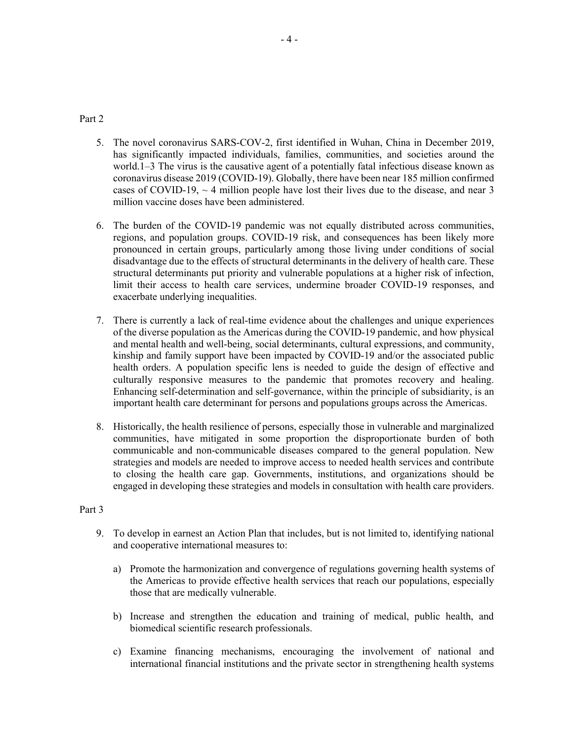Part 2

5. The novel coronavirus SARS-COV-2, first identified in Wuhan, China in December 2019, has significantly impacted individuals, families, communities, and societies around the world.1–3 The virus is the causative agent of a potentially fatal infectious disease known as coronavirus disease 2019 (COVID-19). Globally, there have been near 185 million confirmed cases of COVID-19, ~ 4 million people have lost their lives due to the disease, and near 3 million vaccine doses have been administered.

6. The burden of the COVID-19 pandemic was not equally distributed across communities, regions, and population groups. COVID-19 risk, and consequences has been likely more pronounced in certain groups, particularly among those living under conditions of social disadvantage due to the effects of structural determinants in the delivery of health care. These structural determinants put priority and vulnerable populations at a higher risk of infection, limit their access to health care services, undermine broader COVID-19 responses, and exacerbate underlying inequalities.

7. There is currently a lack of real-time evidence about the challenges and unique experiences of the diverse population as the Americas during the COVID-19 pandemic, and how physical and mental health and well-being, social determinants, cultural expressions, and community, kinship and family support have been impacted by COVID-19 and/or the associated public health orders. A population specific lens is needed to guide the design of effective and culturally responsive measures to the pandemic that promotes recovery and healing. Enhancing self-determination and self-governance, within the principle of subsidiarity, is an important health care determinant for persons and populations groups across the Americas.

8. Historically, the health resilience of persons, especially those in vulnerable and marginalized communities, have mitigated in some proportion the disproportionate burden of both communicable and non-communicable diseases compared to the general population. New strategies and models are needed to improve access to needed health services and contribute to closing the health care gap. Governments, institutions, and organizations should be engaged in developing these strategies and models in consultation with health care providers.

Part 3

9. To develop in earnest an Action Plan that includes, but is not limited to, identifying national and cooperative international measures to:

   a) Promote the harmonization and convergence of regulations governing health systems of the Americas to provide effective health services that reach our populations, especially those that are medically vulnerable.

   b) Increase and strengthen the education and training of medical, public health, and biomedical scientific research professionals.

   c) Examine financing mechanisms, encouraging the involvement of national and international financial institutions and the private sector in strengthening health systems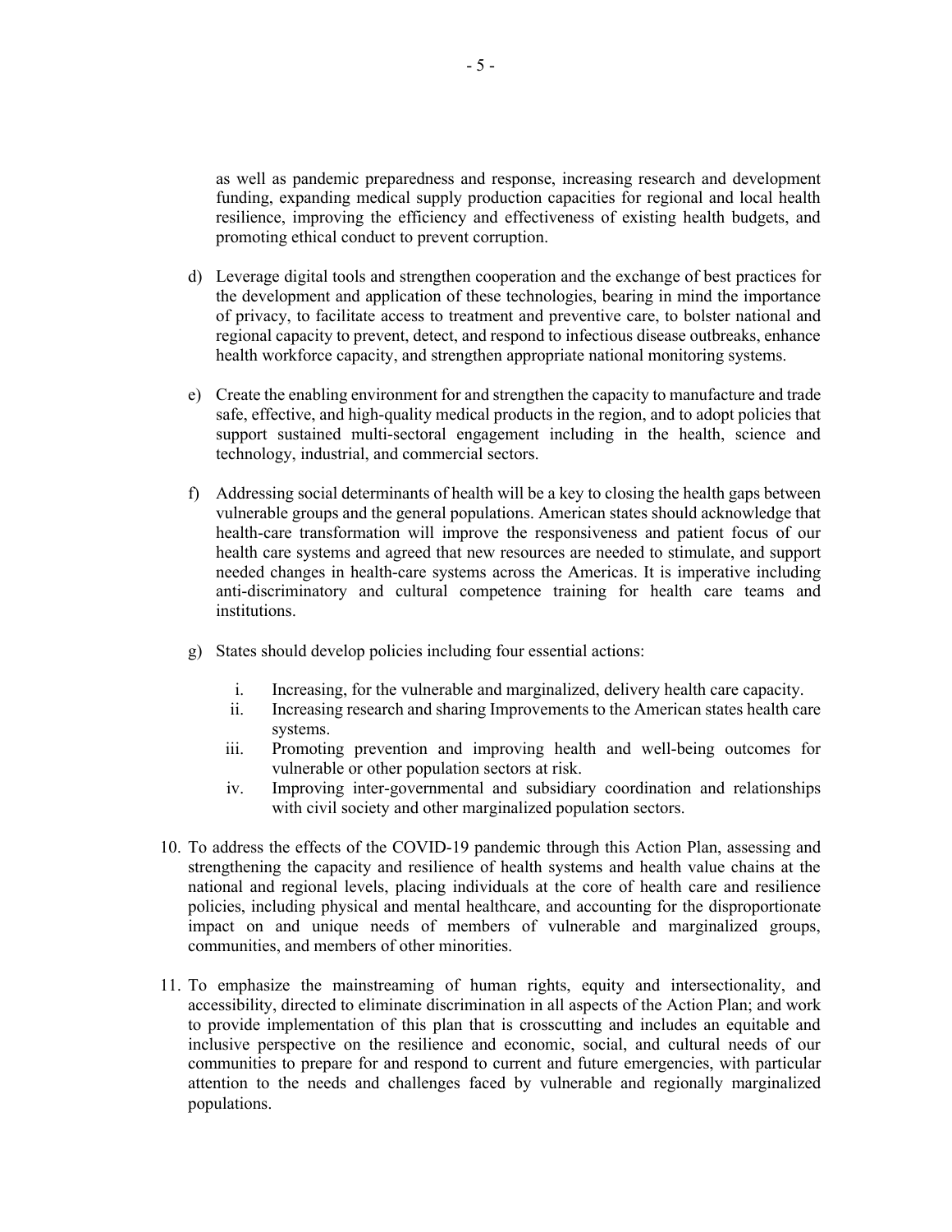as well as pandemic preparedness and response, increasing research and development funding, expanding medical supply production capacities for regional and local health resilience, improving the efficiency and effectiveness of existing health budgets, and promoting ethical conduct to prevent corruption.

d) Leverage digital tools and strengthen cooperation and the exchange of best practices for the development and application of these technologies, bearing in mind the importance of privacy, to facilitate access to treatment and preventive care, to bolster national and regional capacity to prevent, detect, and respond to infectious disease outbreaks, enhance health workforce capacity, and strengthen appropriate national monitoring systems.

e) Create the enabling environment for and strengthen the capacity to manufacture and trade safe, effective, and high-quality medical products in the region, and to adopt policies that support sustained multi-sectoral engagement including in the health, science and technology, industrial, and commercial sectors.

f) Addressing social determinants of health will be a key to closing the health gaps between vulnerable groups and the general populations. American states should acknowledge that health-care transformation will improve the responsiveness and patient focus of our health care systems and agreed that new resources are needed to stimulate, and support needed changes in health-care systems across the Americas. It is imperative including anti-discriminatory and cultural competence training for health care teams and institutions.

g) States should develop policies including four essential actions:

   i. Increasing, for the vulnerable and marginalized, delivery health care capacity.
   ii. Increasing research and sharing Improvements to the American states health care systems.
   iii. Promoting prevention and improving health and well-being outcomes for vulnerable or other population sectors at risk.
   iv. Improving inter-governmental and subsidiary coordination and relationships with civil society and other marginalized population sectors.

10. To address the effects of the COVID-19 pandemic through this Action Plan, assessing and strengthening the capacity and resilience of health systems and health value chains at the national and regional levels, placing individuals at the core of health care and resilience policies, including physical and mental healthcare, and accounting for the disproportionate impact on and unique needs of members of vulnerable and marginalized groups, communities, and members of other minorities.

11. To emphasize the mainstreaming of human rights, equity and intersectionality, and accessibility, directed to eliminate discrimination in all aspects of the Action Plan; and work to provide implementation of this plan that is crosscutting and includes an equitable and inclusive perspective on the resilience and economic, social, and cultural needs of our communities to prepare for and respond to current and future emergencies, with particular attention to the needs and challenges faced by vulnerable and regionally marginalized populations.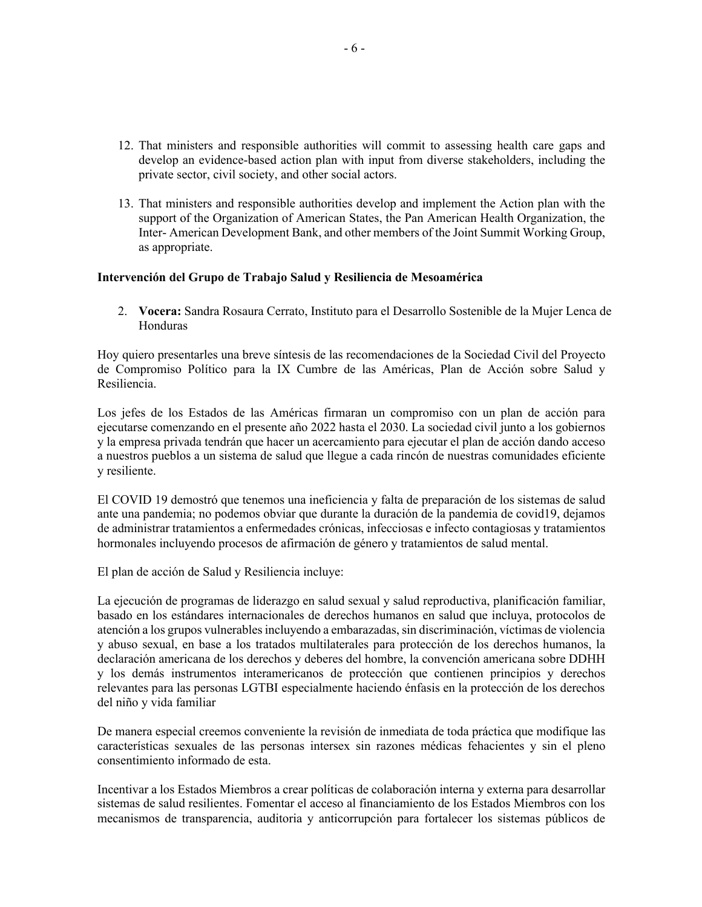12. That ministers and responsible authorities will commit to assessing health care gaps and develop an evidence-based action plan with input from diverse stakeholders, including the private sector, civil society, and other social actors.

13. That ministers and responsible authorities develop and implement the Action plan with the support of the Organization of American States, the Pan American Health Organization, the Inter- American Development Bank, and other members of the Joint Summit Working Group, as appropriate.

**Intervención del Grupo de Trabajo Salud y Resiliencia de Mesoamérica**

2. **Vocera:** Sandra Rosaura Cerrato, Instituto para el Desarrollo Sostenible de la Mujer Lenca de Honduras

Hoy quiero presentarles una breve síntesis de las recomendaciones de la Sociedad Civil del Proyecto de Compromiso Político para la IX Cumbre de las Américas, Plan de Acción sobre Salud y Resiliencia.

Los jefes de los Estados de las Américas firmaran un compromiso con un plan de acción para ejecutarse comenzando en el presente año 2022 hasta el 2030. La sociedad civil junto a los gobiernos y la empresa privada tendrán que hacer un acercamiento para ejecutar el plan de acción dando acceso a nuestros pueblos a un sistema de salud que llegue a cada rincón de nuestras comunidades eficiente y resiliente.

El COVID 19 demostró que tenemos una ineficiencia y falta de preparación de los sistemas de salud ante una pandemia; no podemos obviar que durante la duración de la pandemia de covid19, dejamos de administrar tratamientos a enfermedades crónicas, infecciosas e infecto contagiosas y tratamientos hormonales incluyendo procesos de afirmación de género y tratamientos de salud mental.

El plan de acción de Salud y Resiliencia incluye:

La ejecución de programas de liderazgo en salud sexual y salud reproductiva, planificación familiar, basado en los estándares internacionales de derechos humanos en salud que incluya, protocolos de atención a los grupos vulnerables incluyendo a embarazadas, sin discriminación, víctimas de violencia y abuso sexual, en base a los tratados multilaterales para protección de los derechos humanos, la declaración americana de los derechos y deberes del hombre, la convención americana sobre DDHH y los demás instrumentos interamericanos de protección que contienen principios y derechos relevantes para las personas LGTBI especialmente haciendo énfasis en la protección de los derechos del niño y vida familiar

De manera especial creemos conveniente la revisión de inmediata de toda práctica que modifique las características sexuales de las personas intersex sin razones médicas fehacientes y sin el pleno consentimiento informado de esta.

Incentivar a los Estados Miembros a crear políticas de colaboración interna y externa para desarrollar sistemas de salud resilientes. Fomentar el acceso al financiamiento de los Estados Miembros con los mecanismos de transparencia, auditoria y anticorrupción para fortalecer los sistemas públicos de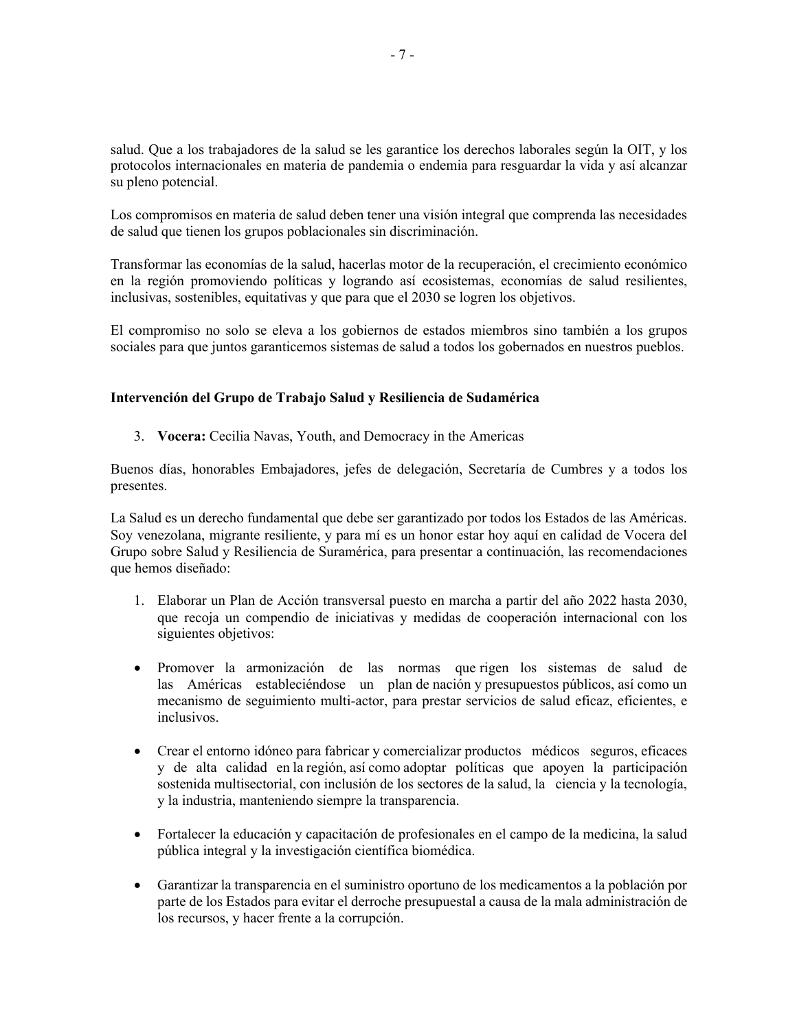salud. Que a los trabajadores de la salud se les garantice los derechos laborales según la OIT, y los protocolos internacionales en materia de pandemia o endemia para resguardar la vida y así alcanzar su pleno potencial.

Los compromisos en materia de salud deben tener una visión integral que comprenda las necesidades de salud que tienen los grupos poblacionales sin discriminación.

Transformar las economías de la salud, hacerlas motor de la recuperación, el crecimiento económico en la región promoviendo políticas y logrando así ecosistemas, economías de salud resilientes, inclusivas, sostenibles, equitativas y que para que el 2030 se logren los objetivos.

El compromiso no solo se eleva a los gobiernos de estados miembros sino también a los grupos sociales para que juntos garanticemos sistemas de salud a todos los gobernados en nuestros pueblos.

**Intervención del Grupo de Trabajo Salud y Resiliencia de Sudamérica**

3. **Vocera:** Cecilia Navas, Youth, and Democracy in the Americas

Buenos días, honorables Embajadores, jefes de delegación, Secretaría de Cumbres y a todos los presentes.

La Salud es un derecho fundamental que debe ser garantizado por todos los Estados de las Américas. Soy venezolana, migrante resiliente, y para mí es un honor estar hoy aquí en calidad de Vocera del Grupo sobre Salud y Resiliencia de Suramérica, para presentar a continuación, las recomendaciones que hemos diseñado:

1. Elaborar un Plan de Acción transversal puesto en marcha a partir del año 2022 hasta 2030, que recoja un compendio de iniciativas y medidas de cooperación internacional con los siguientes objetivos:

- Promover la armonización de las normas que rigen los sistemas de salud de las Américas estableciéndose un plan de nación y presupuestos públicos, así como un mecanismo de seguimiento multi-actor, para prestar servicios de salud eficaz, eficientes, e inclusivos.

- Crear el entorno idóneo para fabricar y comercializar productos médicos seguros, eficaces y de alta calidad en la región, así como adoptar políticas que apoyen la participación sostenida multisectorial, con inclusión de los sectores de la salud, la ciencia y la tecnología, y la industria, manteniendo siempre la transparencia.

- Fortalecer la educación y capacitación de profesionales en el campo de la medicina, la salud pública integral y la investigación científica biomédica.

- Garantizar la transparencia en el suministro oportuno de los medicamentos a la población por parte de los Estados para evitar el derroche presupuestal a causa de la mala administración de los recursos, y hacer frente a la corrupción.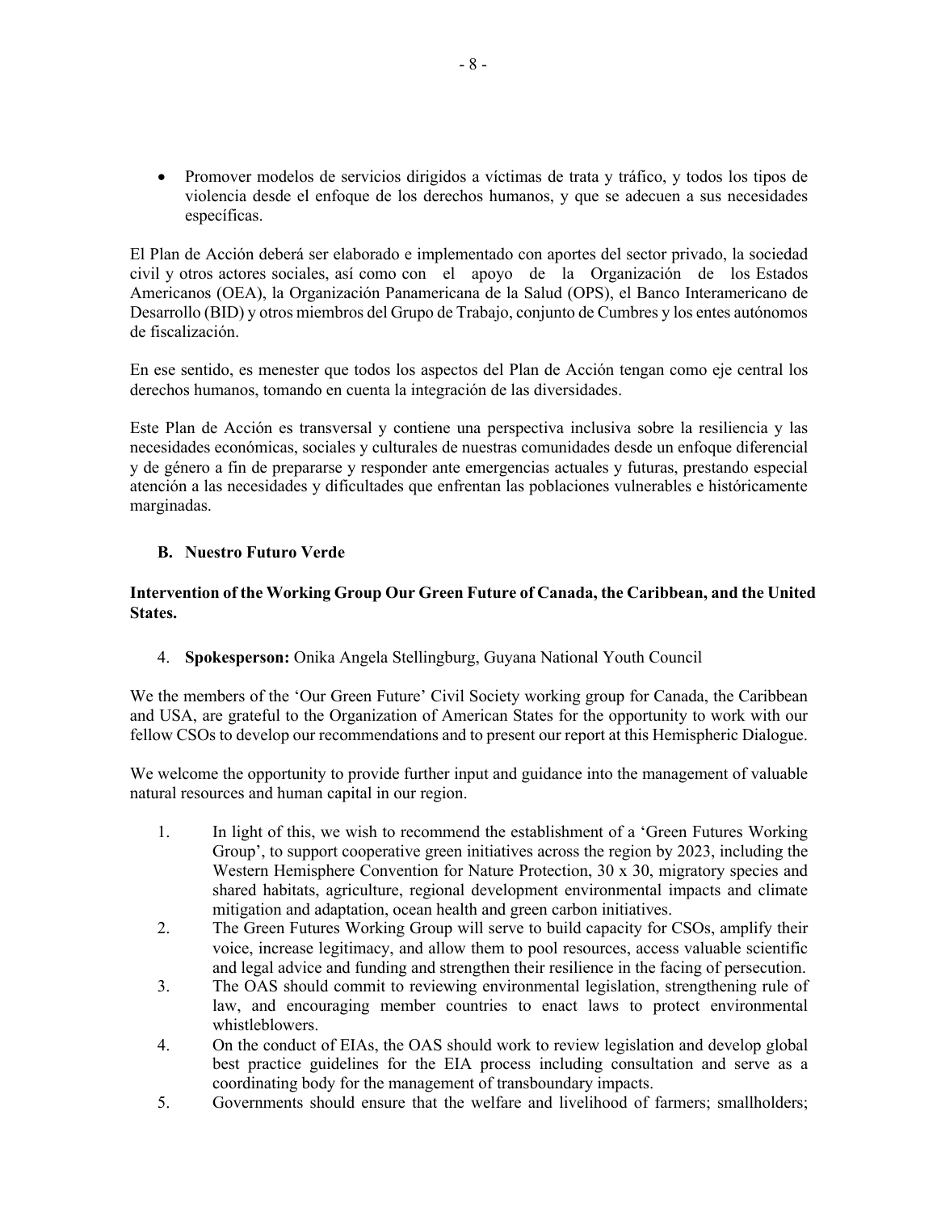- Promover modelos de servicios dirigidos a víctimas de trata y tráfico, y todos los tipos de violencia desde el enfoque de los derechos humanos, y que se adecuen a sus necesidades específicas.

El Plan de Acción deberá ser elaborado e implementado con aportes del sector privado, la sociedad civil y otros actores sociales, así como con el apoyo de la Organización de los Estados Americanos (OEA), la Organización Panamericana de la Salud (OPS), el Banco Interamericano de Desarrollo (BID) y otros miembros del Grupo de Trabajo, conjunto de Cumbres y los entes autónomos de fiscalización.

En ese sentido, es menester que todos los aspectos del Plan de Acción tengan como eje central los derechos humanos, tomando en cuenta la integración de las diversidades.

Este Plan de Acción es transversal y contiene una perspectiva inclusiva sobre la resiliencia y las necesidades económicas, sociales y culturales de nuestras comunidades desde un enfoque diferencial y de género a fin de prepararse y responder ante emergencias actuales y futuras, prestando especial atención a las necesidades y dificultades que enfrentan las poblaciones vulnerables e históricamente marginadas.

### B. Nuestro Futuro Verde

**Intervention of the Working Group Our Green Future of Canada, the Caribbean, and the United States.**

4. **Spokesperson:** Onika Angela Stellingburg, Guyana National Youth Council

We the members of the 'Our Green Future' Civil Society working group for Canada, the Caribbean and USA, are grateful to the Organization of American States for the opportunity to work with our fellow CSOs to develop our recommendations and to present our report at this Hemispheric Dialogue.

We welcome the opportunity to provide further input and guidance into the management of valuable natural resources and human capital in our region.

1. In light of this, we wish to recommend the establishment of a 'Green Futures Working Group', to support cooperative green initiatives across the region by 2023, including the Western Hemisphere Convention for Nature Protection, 30 x 30, migratory species and shared habitats, agriculture, regional development environmental impacts and climate mitigation and adaptation, ocean health and green carbon initiatives.
2. The Green Futures Working Group will serve to build capacity for CSOs, amplify their voice, increase legitimacy, and allow them to pool resources, access valuable scientific and legal advice and funding and strengthen their resilience in the facing of persecution.
3. The OAS should commit to reviewing environmental legislation, strengthening rule of law, and encouraging member countries to enact laws to protect environmental whistleblowers.
4. On the conduct of EIAs, the OAS should work to review legislation and develop global best practice guidelines for the EIA process including consultation and serve as a coordinating body for the management of transboundary impacts.
5. Governments should ensure that the welfare and livelihood of farmers; smallholders;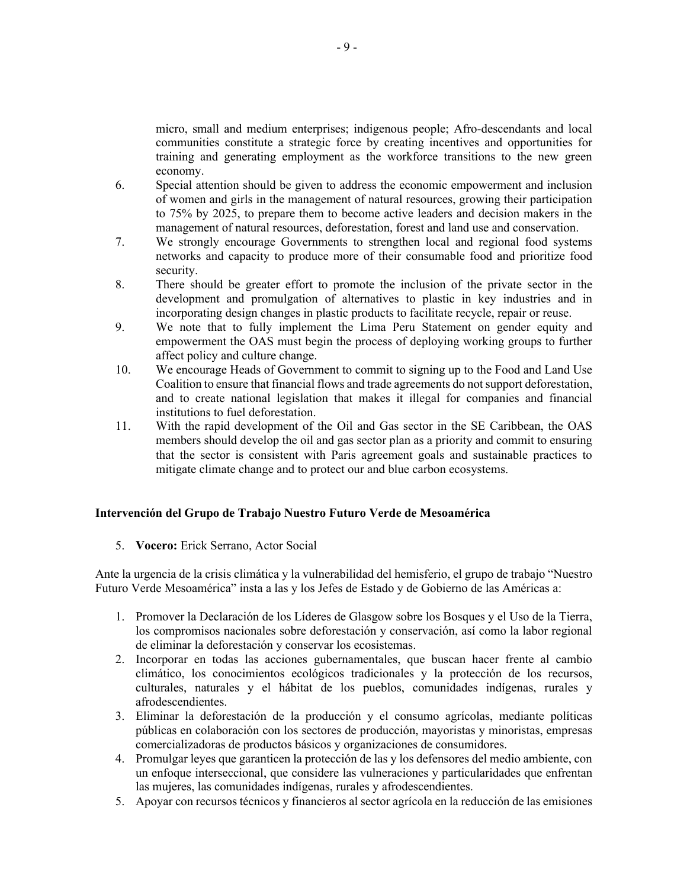micro, small and medium enterprises; indigenous people; Afro-descendants and local communities constitute a strategic force by creating incentives and opportunities for training and generating employment as the workforce transitions to the new green economy.

6. Special attention should be given to address the economic empowerment and inclusion of women and girls in the management of natural resources, growing their participation to 75% by 2025, to prepare them to become active leaders and decision makers in the management of natural resources, deforestation, forest and land use and conservation.
7. We strongly encourage Governments to strengthen local and regional food systems networks and capacity to produce more of their consumable food and prioritize food security.
8. There should be greater effort to promote the inclusion of the private sector in the development and promulgation of alternatives to plastic in key industries and in incorporating design changes in plastic products to facilitate recycle, repair or reuse.
9. We note that to fully implement the Lima Peru Statement on gender equity and empowerment the OAS must begin the process of deploying working groups to further affect policy and culture change.
10. We encourage Heads of Government to commit to signing up to the Food and Land Use Coalition to ensure that financial flows and trade agreements do not support deforestation, and to create national legislation that makes it illegal for companies and financial institutions to fuel deforestation.
11. With the rapid development of the Oil and Gas sector in the SE Caribbean, the OAS members should develop the oil and gas sector plan as a priority and commit to ensuring that the sector is consistent with Paris agreement goals and sustainable practices to mitigate climate change and to protect our and blue carbon ecosystems.

**Intervención del Grupo de Trabajo Nuestro Futuro Verde de Mesoamérica**

5. **Vocero:** Erick Serrano, Actor Social

Ante la urgencia de la crisis climática y la vulnerabilidad del hemisferio, el grupo de trabajo "Nuestro Futuro Verde Mesoamérica" insta a las y los Jefes de Estado y de Gobierno de las Américas a:

1. Promover la Declaración de los Líderes de Glasgow sobre los Bosques y el Uso de la Tierra, los compromisos nacionales sobre deforestación y conservación, así como la labor regional de eliminar la deforestación y conservar los ecosistemas.
2. Incorporar en todas las acciones gubernamentales, que buscan hacer frente al cambio climático, los conocimientos ecológicos tradicionales y la protección de los recursos, culturales, naturales y el hábitat de los pueblos, comunidades indígenas, rurales y afrodescendientes.
3. Eliminar la deforestación de la producción y el consumo agrícolas, mediante políticas públicas en colaboración con los sectores de producción, mayoristas y minoristas, empresas comercializadoras de productos básicos y organizaciones de consumidores.
4. Promulgar leyes que garanticen la protección de las y los defensores del medio ambiente, con un enfoque interseccional, que considere las vulneraciones y particularidades que enfrentan las mujeres, las comunidades indígenas, rurales y afrodescendientes.
5. Apoyar con recursos técnicos y financieros al sector agrícola en la reducción de las emisiones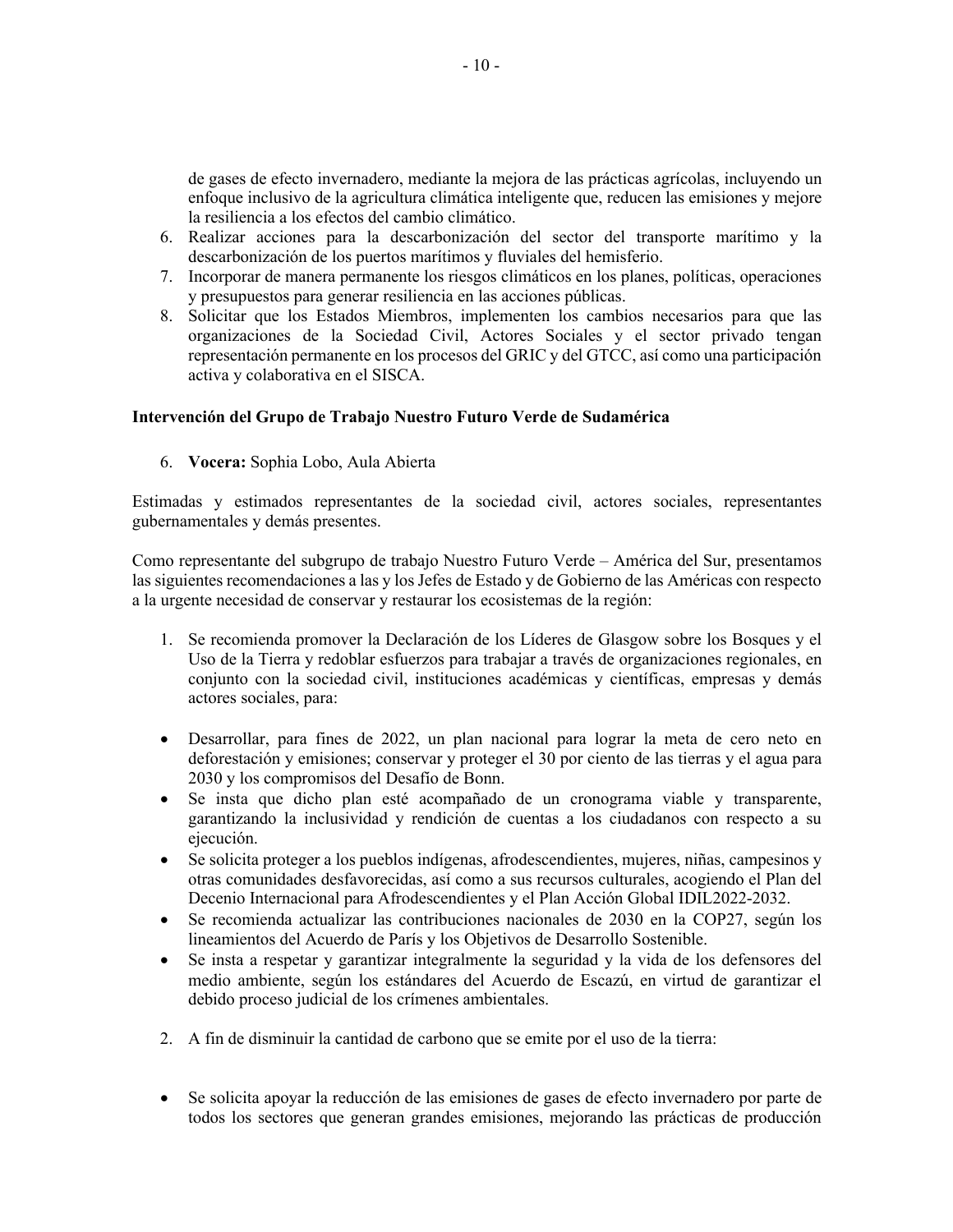de gases de efecto invernadero, mediante la mejora de las prácticas agrícolas, incluyendo un enfoque inclusivo de la agricultura climática inteligente que, reducen las emisiones y mejore la resiliencia a los efectos del cambio climático.

6. Realizar acciones para la descarbonización del sector del transporte marítimo y la descarbonización de los puertos marítimos y fluviales del hemisferio.
7. Incorporar de manera permanente los riesgos climáticos en los planes, políticas, operaciones y presupuestos para generar resiliencia en las acciones públicas.
8. Solicitar que los Estados Miembros, implementen los cambios necesarios para que las organizaciones de la Sociedad Civil, Actores Sociales y el sector privado tengan representación permanente en los procesos del GRIC y del GTCC, así como una participación activa y colaborativa en el SISCA.

**Intervención del Grupo de Trabajo Nuestro Futuro Verde de Sudamérica**

6. **Vocera:** Sophia Lobo, Aula Abierta

Estimadas y estimados representantes de la sociedad civil, actores sociales, representantes gubernamentales y demás presentes.

Como representante del subgrupo de trabajo Nuestro Futuro Verde – América del Sur, presentamos las siguientes recomendaciones a las y los Jefes de Estado y de Gobierno de las Américas con respecto a la urgente necesidad de conservar y restaurar los ecosistemas de la región:

1. Se recomienda promover la Declaración de los Líderes de Glasgow sobre los Bosques y el Uso de la Tierra y redoblar esfuerzos para trabajar a través de organizaciones regionales, en conjunto con la sociedad civil, instituciones académicas y científicas, empresas y demás actores sociales, para:

- Desarrollar, para fines de 2022, un plan nacional para lograr la meta de cero neto en deforestación y emisiones; conservar y proteger el 30 por ciento de las tierras y el agua para 2030 y los compromisos del Desafío de Bonn.
- Se insta que dicho plan esté acompañado de un cronograma viable y transparente, garantizando la inclusividad y rendición de cuentas a los ciudadanos con respecto a su ejecución.
- Se solicita proteger a los pueblos indígenas, afrodescendientes, mujeres, niñas, campesinos y otras comunidades desfavorecidas, así como a sus recursos culturales, acogiendo el Plan del Decenio Internacional para Afrodescendientes y el Plan Acción Global IDIL2022-2032.
- Se recomienda actualizar las contribuciones nacionales de 2030 en la COP27, según los lineamientos del Acuerdo de París y los Objetivos de Desarrollo Sostenible.
- Se insta a respetar y garantizar integralmente la seguridad y la vida de los defensores del medio ambiente, según los estándares del Acuerdo de Escazú, en virtud de garantizar el debido proceso judicial de los crímenes ambientales.

2. A fin de disminuir la cantidad de carbono que se emite por el uso de la tierra:

- Se solicita apoyar la reducción de las emisiones de gases de efecto invernadero por parte de todos los sectores que generan grandes emisiones, mejorando las prácticas de producción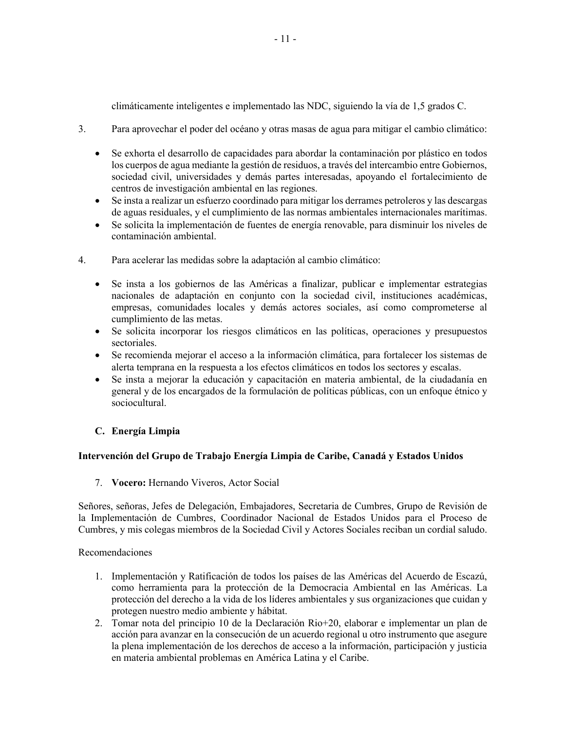climáticamente inteligentes e implementado las NDC, siguiendo la vía de 1,5 grados C.

3. Para aprovechar el poder del océano y otras masas de agua para mitigar el cambio climático:

- Se exhorta el desarrollo de capacidades para abordar la contaminación por plástico en todos los cuerpos de agua mediante la gestión de residuos, a través del intercambio entre Gobiernos, sociedad civil, universidades y demás partes interesadas, apoyando el fortalecimiento de centros de investigación ambiental en las regiones.
- Se insta a realizar un esfuerzo coordinado para mitigar los derrames petroleros y las descargas de aguas residuales, y el cumplimiento de las normas ambientales internacionales marítimas.
- Se solicita la implementación de fuentes de energía renovable, para disminuir los niveles de contaminación ambiental.

4. Para acelerar las medidas sobre la adaptación al cambio climático:

- Se insta a los gobiernos de las Américas a finalizar, publicar e implementar estrategias nacionales de adaptación en conjunto con la sociedad civil, instituciones académicas, empresas, comunidades locales y demás actores sociales, así como comprometerse al cumplimiento de las metas.
- Se solicita incorporar los riesgos climáticos en las políticas, operaciones y presupuestos sectoriales.
- Se recomienda mejorar el acceso a la información climática, para fortalecer los sistemas de alerta temprana en la respuesta a los efectos climáticos en todos los sectores y escalas.
- Se insta a mejorar la educación y capacitación en materia ambiental, de la ciudadanía en general y de los encargados de la formulación de políticas públicas, con un enfoque étnico y sociocultural.

## C. Energía Limpia

**Intervención del Grupo de Trabajo Energía Limpia de Caribe, Canadá y Estados Unidos**

7. **Vocero:** Hernando Viveros, Actor Social

Señores, señoras, Jefes de Delegación, Embajadores, Secretaria de Cumbres, Grupo de Revisión de la Implementación de Cumbres, Coordinador Nacional de Estados Unidos para el Proceso de Cumbres, y mis colegas miembros de la Sociedad Civil y Actores Sociales reciban un cordial saludo.

Recomendaciones

1. Implementación y Ratificación de todos los países de las Américas del Acuerdo de Escazú, como herramienta para la protección de la Democracia Ambiental en las Américas. La protección del derecho a la vida de los líderes ambientales y sus organizaciones que cuidan y protegen nuestro medio ambiente y hábitat.
2. Tomar nota del principio 10 de la Declaración Rio+20, elaborar e implementar un plan de acción para avanzar en la consecución de un acuerdo regional u otro instrumento que asegure la plena implementación de los derechos de acceso a la información, participación y justicia en materia ambiental problemas en América Latina y el Caribe.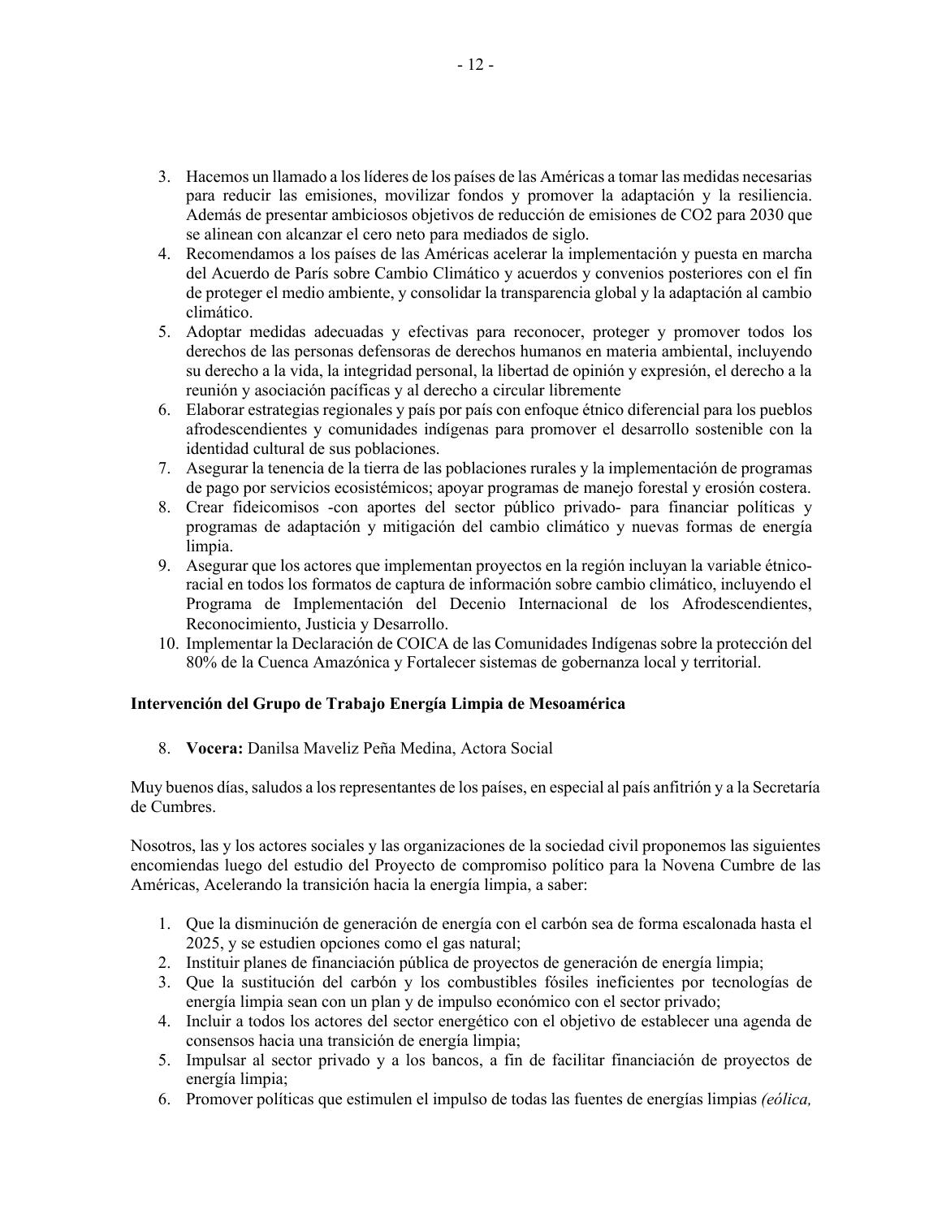3. Hacemos un llamado a los líderes de los países de las Américas a tomar las medidas necesarias para reducir las emisiones, movilizar fondos y promover la adaptación y la resiliencia. Además de presentar ambiciosos objetivos de reducción de emisiones de CO2 para 2030 que se alinean con alcanzar el cero neto para mediados de siglo.
4. Recomendamos a los países de las Américas acelerar la implementación y puesta en marcha del Acuerdo de París sobre Cambio Climático y acuerdos y convenios posteriores con el fin de proteger el medio ambiente, y consolidar la transparencia global y la adaptación al cambio climático.
5. Adoptar medidas adecuadas y efectivas para reconocer, proteger y promover todos los derechos de las personas defensoras de derechos humanos en materia ambiental, incluyendo su derecho a la vida, la integridad personal, la libertad de opinión y expresión, el derecho a la reunión y asociación pacíficas y al derecho a circular libremente
6. Elaborar estrategias regionales y país por país con enfoque étnico diferencial para los pueblos afrodescendientes y comunidades indígenas para promover el desarrollo sostenible con la identidad cultural de sus poblaciones.
7. Asegurar la tenencia de la tierra de las poblaciones rurales y la implementación de programas de pago por servicios ecosistémicos; apoyar programas de manejo forestal y erosión costera.
8. Crear fideicomisos -con aportes del sector público privado- para financiar políticas y programas de adaptación y mitigación del cambio climático y nuevas formas de energía limpia.
9. Asegurar que los actores que implementan proyectos en la región incluyan la variable étnico-racial en todos los formatos de captura de información sobre cambio climático, incluyendo el Programa de Implementación del Decenio Internacional de los Afrodescendientes, Reconocimiento, Justicia y Desarrollo.
10. Implementar la Declaración de COICA de las Comunidades Indígenas sobre la protección del 80% de la Cuenca Amazónica y Fortalecer sistemas de gobernanza local y territorial.

**Intervención del Grupo de Trabajo Energía Limpia de Mesoamérica**

8. **Vocera:** Danilsa Maveliz Peña Medina, Actora Social

Muy buenos días, saludos a los representantes de los países, en especial al país anfitrión y a la Secretaría de Cumbres.

Nosotros, las y los actores sociales y las organizaciones de la sociedad civil proponemos las siguientes encomiendas luego del estudio del Proyecto de compromiso político para la Novena Cumbre de las Américas, Acelerando la transición hacia la energía limpia, a saber:

1. Que la disminución de generación de energía con el carbón sea de forma escalonada hasta el 2025, y se estudien opciones como el gas natural;
2. Instituir planes de financiación pública de proyectos de generación de energía limpia;
3. Que la sustitución del carbón y los combustibles fósiles ineficientes por tecnologías de energía limpia sean con un plan y de impulso económico con el sector privado;
4. Incluir a todos los actores del sector energético con el objetivo de establecer una agenda de consensos hacia una transición de energía limpia;
5. Impulsar al sector privado y a los bancos, a fin de facilitar financiación de proyectos de energía limpia;
6. Promover políticas que estimulen el impulso de todas las fuentes de energías limpias *(eólica,*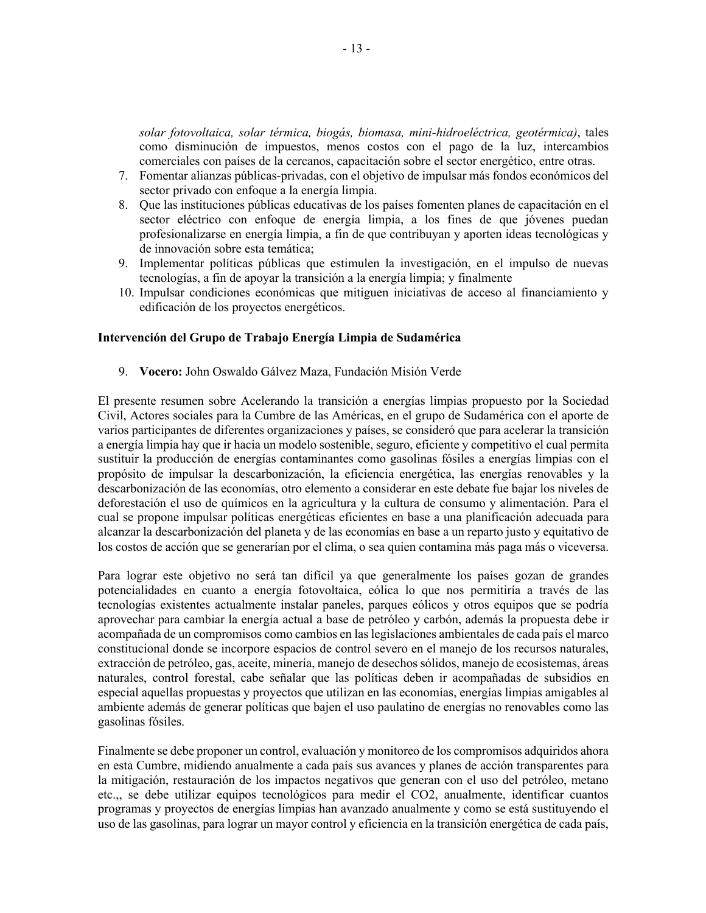*solar fotovoltaica, solar térmica, biogás, biomasa, mini-hidroeléctrica, geotérmica)*, tales como disminución de impuestos, menos costos con el pago de la luz, intercambios comerciales con países de la cercanos, capacitación sobre el sector energético, entre otras.

7. Fomentar alianzas públicas-privadas, con el objetivo de impulsar más fondos económicos del sector privado con enfoque a la energía limpia.
8. Que las instituciones públicas educativas de los países fomenten planes de capacitación en el sector eléctrico con enfoque de energía limpia, a los fines de que jóvenes puedan profesionalizarse en energía limpia, a fin de que contribuyan y aporten ideas tecnológicas y de innovación sobre esta temática;
9. Implementar políticas públicas que estimulen la investigación, en el impulso de nuevas tecnologías, a fin de apoyar la transición a la energía limpia; y finalmente
10. Impulsar condiciones económicas que mitiguen iniciativas de acceso al financiamiento y edificación de los proyectos energéticos.

**Intervención del Grupo de Trabajo Energía Limpia de Sudamérica**

9. **Vocero:** John Oswaldo Gálvez Maza, Fundación Misión Verde

El presente resumen sobre Acelerando la transición a energías limpias propuesto por la Sociedad Civil, Actores sociales para la Cumbre de las Américas, en el grupo de Sudamérica con el aporte de varios participantes de diferentes organizaciones y países, se consideró que para acelerar la transición a energía limpia hay que ir hacia un modelo sostenible, seguro, eficiente y competitivo el cual permita sustituir la producción de energías contaminantes como gasolinas fósiles a energías limpias con el propósito de impulsar la descarbonización, la eficiencia energética, las energías renovables y la descarbonización de las economías, otro elemento a considerar en este debate fue bajar los niveles de deforestación el uso de químicos en la agricultura y la cultura de consumo y alimentación. Para el cual se propone impulsar políticas energéticas eficientes en base a una planificación adecuada para alcanzar la descarbonización del planeta y de las economías en base a un reparto justo y equitativo de los costos de acción que se generarían por el clima, o sea quien contamina más paga más o viceversa.

Para lograr este objetivo no será tan difícil ya que generalmente los países gozan de grandes potencialidades en cuanto a energía fotovoltaica, eólica lo que nos permitiría a través de las tecnologías existentes actualmente instalar paneles, parques eólicos y otros equipos que se podría aprovechar para cambiar la energía actual a base de petróleo y carbón, además la propuesta debe ir acompañada de un compromisos como cambios en las legislaciones ambientales de cada país el marco constitucional donde se incorpore espacios de control severo en el manejo de los recursos naturales, extracción de petróleo, gas, aceite, minería, manejo de desechos sólidos, manejo de ecosistemas, áreas naturales, control forestal, cabe señalar que las políticas deben ir acompañadas de subsidios en especial aquellas propuestas y proyectos que utilizan en las economías, energías limpias amigables al ambiente además de generar políticas que bajen el uso paulatino de energías no renovables como las gasolinas fósiles.

Finalmente se debe proponer un control, evaluación y monitoreo de los compromisos adquiridos ahora en esta Cumbre, midiendo anualmente a cada país sus avances y planes de acción transparentes para la mitigación, restauración de los impactos negativos que generan con el uso del petróleo, metano etc.,, se debe utilizar equipos tecnológicos para medir el $CO_2$, anualmente, identificar cuantos programas y proyectos de energías limpias han avanzado anualmente y como se está sustituyendo el uso de las gasolinas, para lograr un mayor control y eficiencia en la transición energética de cada país,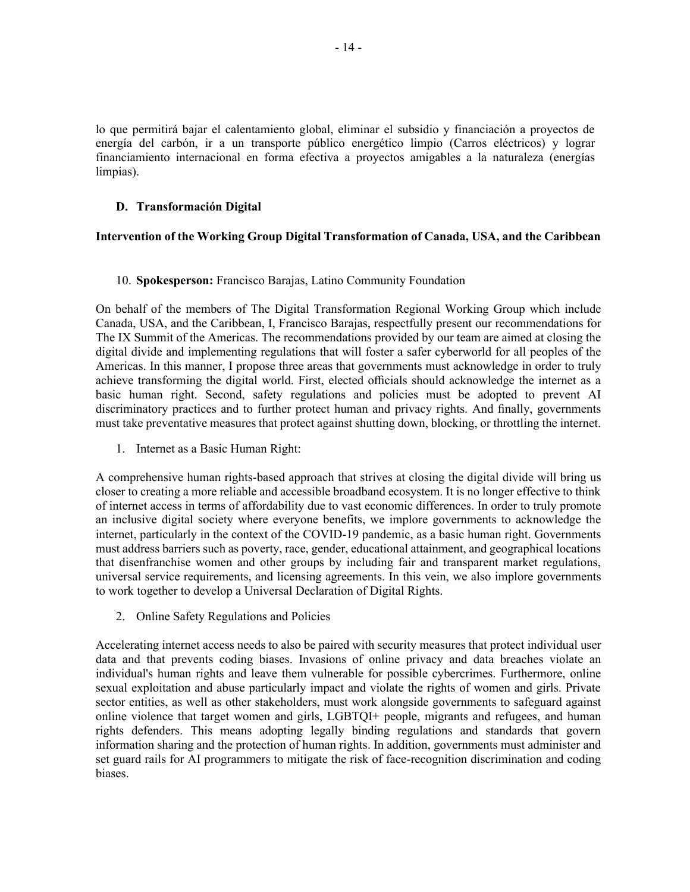lo que permitirá bajar el calentamiento global, eliminar el subsidio y financiación a proyectos de energía del carbón, ir a un transporte público energético limpio (Carros eléctricos) y lograr financiamiento internacional en forma efectiva a proyectos amigables a la naturaleza (energías limpias).

### D. Transformación Digital

**Intervention of the Working Group Digital Transformation of Canada, USA, and the Caribbean**

10. **Spokesperson:** Francisco Barajas, Latino Community Foundation

On behalf of the members of The Digital Transformation Regional Working Group which include Canada, USA, and the Caribbean, I, Francisco Barajas, respectfully present our recommendations for The IX Summit of the Americas. The recommendations provided by our team are aimed at closing the digital divide and implementing regulations that will foster a safer cyberworld for all peoples of the Americas. In this manner, I propose three areas that governments must acknowledge in order to truly achieve transforming the digital world. First, elected officials should acknowledge the internet as a basic human right. Second, safety regulations and policies must be adopted to prevent AI discriminatory practices and to further protect human and privacy rights. And finally, governments must take preventative measures that protect against shutting down, blocking, or throttling the internet.

1. Internet as a Basic Human Right:

A comprehensive human rights-based approach that strives at closing the digital divide will bring us closer to creating a more reliable and accessible broadband ecosystem. It is no longer effective to think of internet access in terms of affordability due to vast economic differences. In order to truly promote an inclusive digital society where everyone benefits, we implore governments to acknowledge the internet, particularly in the context of the COVID-19 pandemic, as a basic human right. Governments must address barriers such as poverty, race, gender, educational attainment, and geographical locations that disenfranchise women and other groups by including fair and transparent market regulations, universal service requirements, and licensing agreements. In this vein, we also implore governments to work together to develop a Universal Declaration of Digital Rights.

2. Online Safety Regulations and Policies

Accelerating internet access needs to also be paired with security measures that protect individual user data and that prevents coding biases. Invasions of online privacy and data breaches violate an individual's human rights and leave them vulnerable for possible cybercrimes. Furthermore, online sexual exploitation and abuse particularly impact and violate the rights of women and girls. Private sector entities, as well as other stakeholders, must work alongside governments to safeguard against online violence that target women and girls, LGBTQI+ people, migrants and refugees, and human rights defenders. This means adopting legally binding regulations and standards that govern information sharing and the protection of human rights. In addition, governments must administer and set guard rails for AI programmers to mitigate the risk of face-recognition discrimination and coding biases.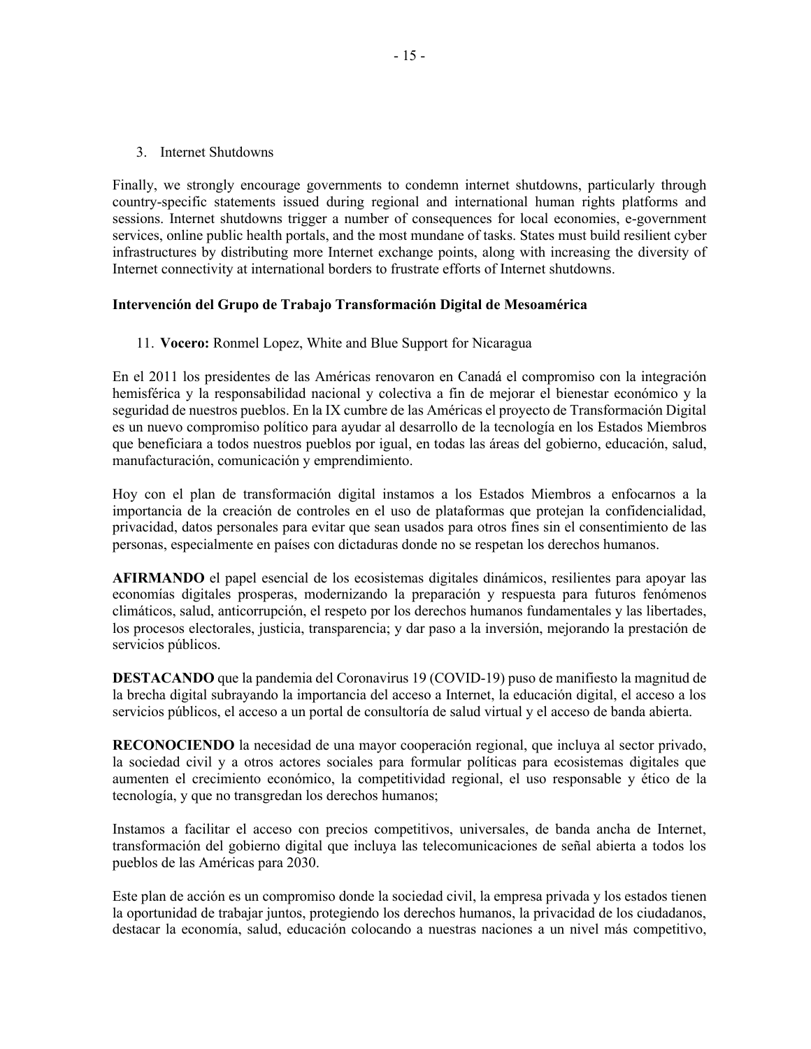3. Internet Shutdowns

Finally, we strongly encourage governments to condemn internet shutdowns, particularly through country-specific statements issued during regional and international human rights platforms and sessions. Internet shutdowns trigger a number of consequences for local economies, e-government services, online public health portals, and the most mundane of tasks. States must build resilient cyber infrastructures by distributing more Internet exchange points, along with increasing the diversity of Internet connectivity at international borders to frustrate efforts of Internet shutdowns.

**Intervención del Grupo de Trabajo Transformación Digital de Mesoamérica**

11. **Vocero:** Ronmel Lopez, White and Blue Support for Nicaragua

En el 2011 los presidentes de las Américas renovaron en Canadá el compromiso con la integración hemisférica y la responsabilidad nacional y colectiva a fin de mejorar el bienestar económico y la seguridad de nuestros pueblos. En la IX cumbre de las Américas el proyecto de Transformación Digital es un nuevo compromiso político para ayudar al desarrollo de la tecnología en los Estados Miembros que beneficiara a todos nuestros pueblos por igual, en todas las áreas del gobierno, educación, salud, manufacturación, comunicación y emprendimiento.

Hoy con el plan de transformación digital instamos a los Estados Miembros a enfocarnos a la importancia de la creación de controles en el uso de plataformas que protejan la confidencialidad, privacidad, datos personales para evitar que sean usados para otros fines sin el consentimiento de las personas, especialmente en países con dictaduras donde no se respetan los derechos humanos.

**AFIRMANDO** el papel esencial de los ecosistemas digitales dinámicos, resilientes para apoyar las economías digitales prosperas, modernizando la preparación y respuesta para futuros fenómenos climáticos, salud, anticorrupción, el respeto por los derechos humanos fundamentales y las libertades, los procesos electorales, justicia, transparencia; y dar paso a la inversión, mejorando la prestación de servicios públicos.

**DESTACANDO** que la pandemia del Coronavirus 19 (COVID-19) puso de manifiesto la magnitud de la brecha digital subrayando la importancia del acceso a Internet, la educación digital, el acceso a los servicios públicos, el acceso a un portal de consultoría de salud virtual y el acceso de banda abierta.

**RECONOCIENDO** la necesidad de una mayor cooperación regional, que incluya al sector privado, la sociedad civil y a otros actores sociales para formular políticas para ecosistemas digitales que aumenten el crecimiento económico, la competitividad regional, el uso responsable y ético de la tecnología, y que no transgredan los derechos humanos;

Instamos a facilitar el acceso con precios competitivos, universales, de banda ancha de Internet, transformación del gobierno digital que incluya las telecomunicaciones de señal abierta a todos los pueblos de las Américas para 2030.

Este plan de acción es un compromiso donde la sociedad civil, la empresa privada y los estados tienen la oportunidad de trabajar juntos, protegiendo los derechos humanos, la privacidad de los ciudadanos, destacar la economía, salud, educación colocando a nuestras naciones a un nivel más competitivo,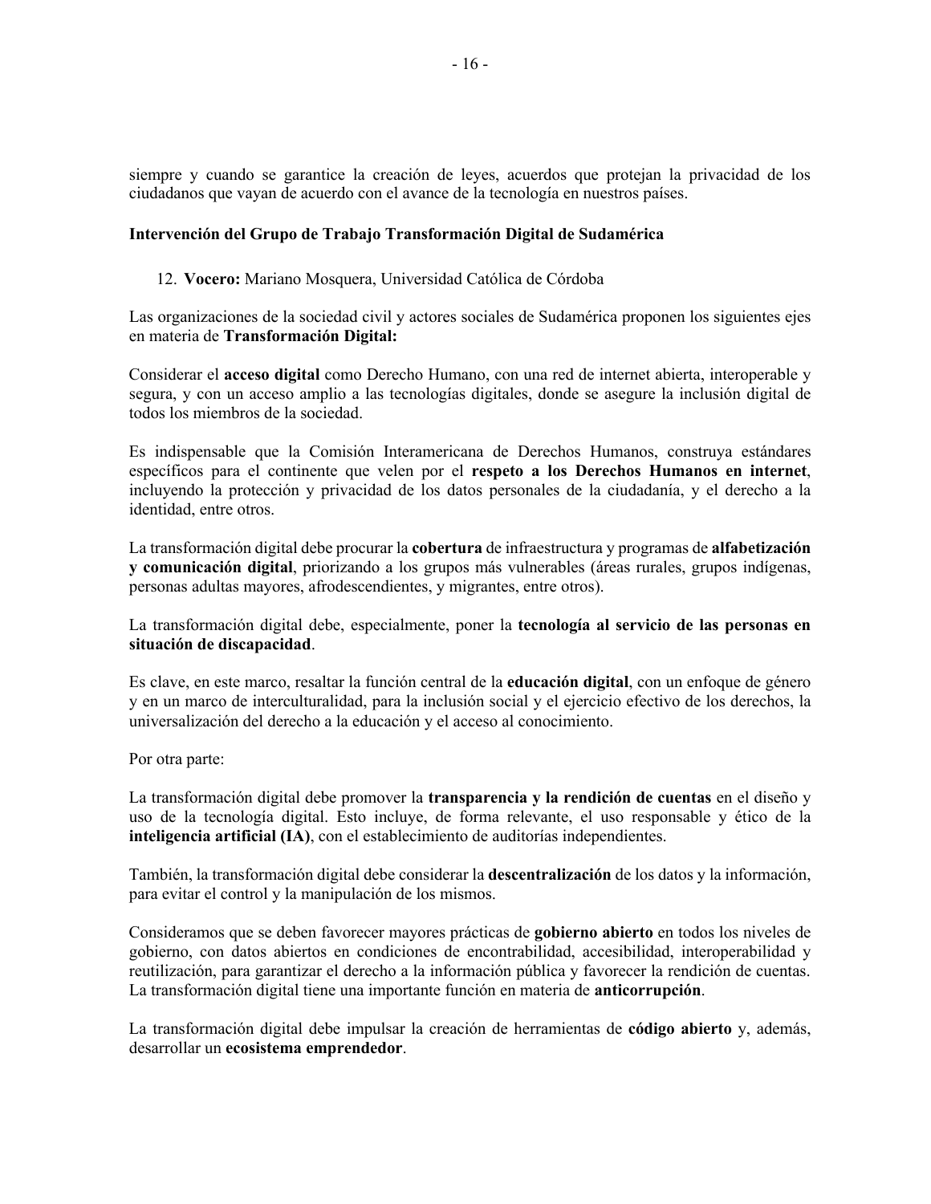siempre y cuando se garantice la creación de leyes, acuerdos que protejan la privacidad de los ciudadanos que vayan de acuerdo con el avance de la tecnología en nuestros países.

**Intervención del Grupo de Trabajo Transformación Digital de Sudamérica**

12. **Vocero:** Mariano Mosquera, Universidad Católica de Córdoba

Las organizaciones de la sociedad civil y actores sociales de Sudamérica proponen los siguientes ejes en materia de **Transformación Digital:**

Considerar el **acceso digital** como Derecho Humano, con una red de internet abierta, interoperable y segura, y con un acceso amplio a las tecnologías digitales, donde se asegure la inclusión digital de todos los miembros de la sociedad.

Es indispensable que la Comisión Interamericana de Derechos Humanos, construya estándares específicos para el continente que velen por el **respeto a los Derechos Humanos en internet**, incluyendo la protección y privacidad de los datos personales de la ciudadanía, y el derecho a la identidad, entre otros.

La transformación digital debe procurar la **cobertura** de infraestructura y programas de **alfabetización y comunicación digital**, priorizando a los grupos más vulnerables (áreas rurales, grupos indígenas, personas adultas mayores, afrodescendientes, y migrantes, entre otros).

La transformación digital debe, especialmente, poner la **tecnología al servicio de las personas en situación de discapacidad**.

Es clave, en este marco, resaltar la función central de la **educación digital**, con un enfoque de género y en un marco de interculturalidad, para la inclusión social y el ejercicio efectivo de los derechos, la universalización del derecho a la educación y el acceso al conocimiento.

Por otra parte:

La transformación digital debe promover la **transparencia y la rendición de cuentas** en el diseño y uso de la tecnología digital. Esto incluye, de forma relevante, el uso responsable y ético de la **inteligencia artificial (IA)**, con el establecimiento de auditorías independientes.

También, la transformación digital debe considerar la **descentralización** de los datos y la información, para evitar el control y la manipulación de los mismos.

Consideramos que se deben favorecer mayores prácticas de **gobierno abierto** en todos los niveles de gobierno, con datos abiertos en condiciones de encontrabilidad, accesibilidad, interoperabilidad y reutilización, para garantizar el derecho a la información pública y favorecer la rendición de cuentas. La transformación digital tiene una importante función en materia de **anticorrupción**.

La transformación digital debe impulsar la creación de herramientas de **código abierto** y, además, desarrollar un **ecosistema emprendedor**.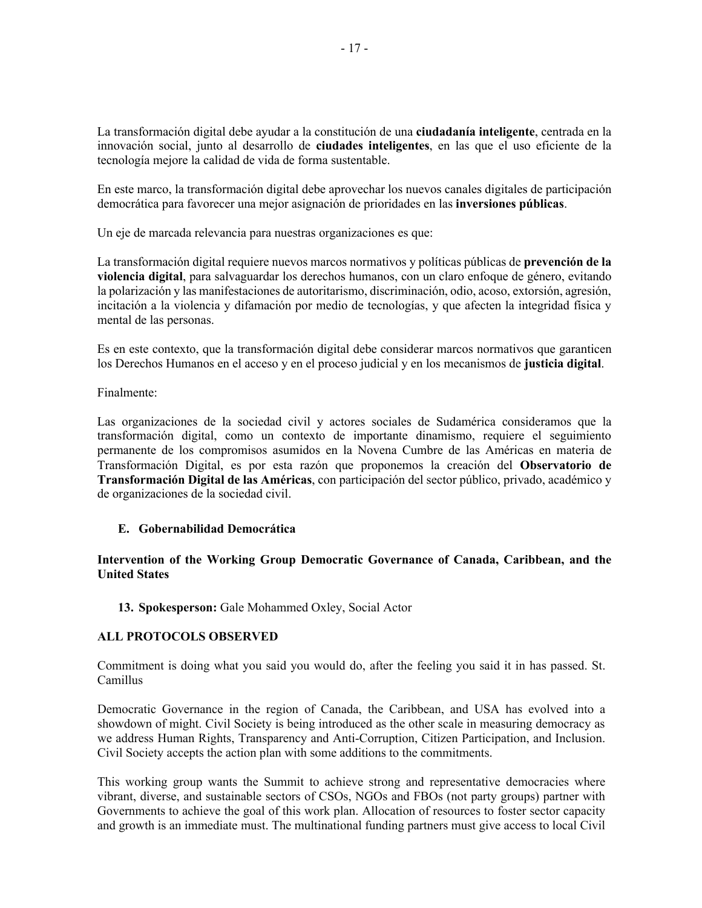La transformación digital debe ayudar a la constitución de una **ciudadanía inteligente**, centrada en la innovación social, junto al desarrollo de **ciudades inteligentes**, en las que el uso eficiente de la tecnología mejore la calidad de vida de forma sustentable.

En este marco, la transformación digital debe aprovechar los nuevos canales digitales de participación democrática para favorecer una mejor asignación de prioridades en las **inversiones públicas**.

Un eje de marcada relevancia para nuestras organizaciones es que:

La transformación digital requiere nuevos marcos normativos y políticas públicas de **prevención de la violencia digital**, para salvaguardar los derechos humanos, con un claro enfoque de género, evitando la polarización y las manifestaciones de autoritarismo, discriminación, odio, acoso, extorsión, agresión, incitación a la violencia y difamación por medio de tecnologías, y que afecten la integridad física y mental de las personas.

Es en este contexto, que la transformación digital debe considerar marcos normativos que garanticen los Derechos Humanos en el acceso y en el proceso judicial y en los mecanismos de **justicia digital**.

Finalmente:

Las organizaciones de la sociedad civil y actores sociales de Sudamérica consideramos que la transformación digital, como un contexto de importante dinamismo, requiere el seguimiento permanente de los compromisos asumidos en la Novena Cumbre de las Américas en materia de Transformación Digital, es por esta razón que proponemos la creación del **Observatorio de Transformación Digital de las Américas**, con participación del sector público, privado, académico y de organizaciones de la sociedad civil.

### E. Gobernabilidad Democrática

**Intervention of the Working Group Democratic Governance of Canada, Caribbean, and the United States**

13. **Spokesperson:** Gale Mohammed Oxley, Social Actor

**ALL PROTOCOLS OBSERVED**

Commitment is doing what you said you would do, after the feeling you said it in has passed. St. Camillus

Democratic Governance in the region of Canada, the Caribbean, and USA has evolved into a showdown of might. Civil Society is being introduced as the other scale in measuring democracy as we address Human Rights, Transparency and Anti-Corruption, Citizen Participation, and Inclusion. Civil Society accepts the action plan with some additions to the commitments.

This working group wants the Summit to achieve strong and representative democracies where vibrant, diverse, and sustainable sectors of CSOs, NGOs and FBOs (not party groups) partner with Governments to achieve the goal of this work plan. Allocation of resources to foster sector capacity and growth is an immediate must. The multinational funding partners must give access to local Civil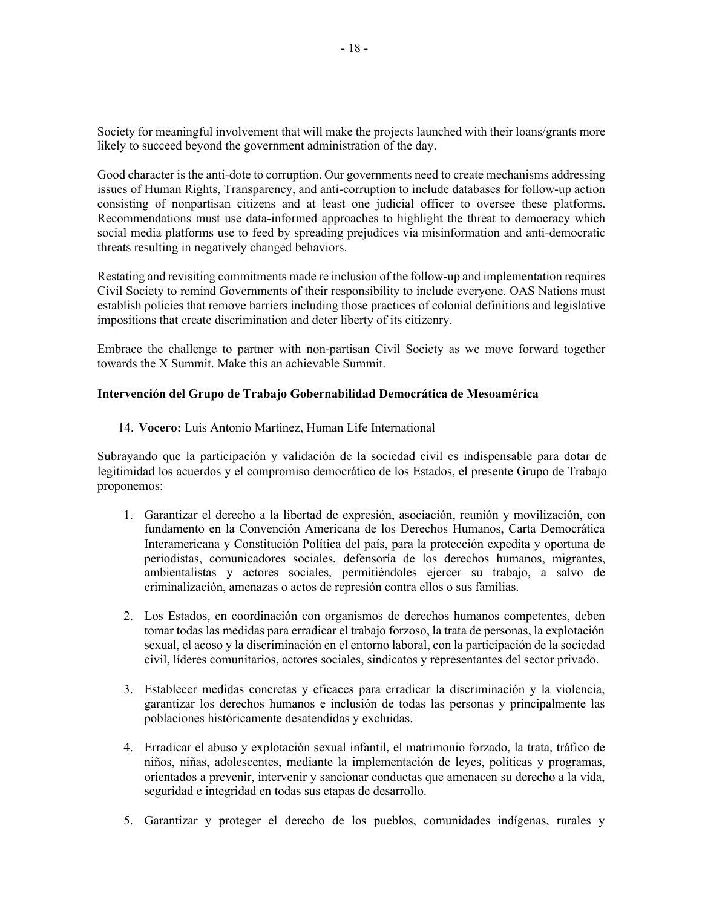Society for meaningful involvement that will make the projects launched with their loans/grants more likely to succeed beyond the government administration of the day.

Good character is the anti-dote to corruption. Our governments need to create mechanisms addressing issues of Human Rights, Transparency, and anti-corruption to include databases for follow-up action consisting of nonpartisan citizens and at least one judicial officer to oversee these platforms. Recommendations must use data-informed approaches to highlight the threat to democracy which social media platforms use to feed by spreading prejudices via misinformation and anti-democratic threats resulting in negatively changed behaviors.

Restating and revisiting commitments made re inclusion of the follow-up and implementation requires Civil Society to remind Governments of their responsibility to include everyone. OAS Nations must establish policies that remove barriers including those practices of colonial definitions and legislative impositions that create discrimination and deter liberty of its citizenry.

Embrace the challenge to partner with non-partisan Civil Society as we move forward together towards the X Summit. Make this an achievable Summit.

**Intervención del Grupo de Trabajo Gobernabilidad Democrática de Mesoamérica**

14. **Vocero:** Luis Antonio Martinez, Human Life International

Subrayando que la participación y validación de la sociedad civil es indispensable para dotar de legitimidad los acuerdos y el compromiso democrático de los Estados, el presente Grupo de Trabajo proponemos:

1. Garantizar el derecho a la libertad de expresión, asociación, reunión y movilización, con fundamento en la Convención Americana de los Derechos Humanos, Carta Democrática Interamericana y Constitución Política del país, para la protección expedita y oportuna de periodistas, comunicadores sociales, defensoría de los derechos humanos, migrantes, ambientalistas y actores sociales, permitiéndoles ejercer su trabajo, a salvo de criminalización, amenazas o actos de represión contra ellos o sus familias.

2. Los Estados, en coordinación con organismos de derechos humanos competentes, deben tomar todas las medidas para erradicar el trabajo forzoso, la trata de personas, la explotación sexual, el acoso y la discriminación en el entorno laboral, con la participación de la sociedad civil, líderes comunitarios, actores sociales, sindicatos y representantes del sector privado.

3. Establecer medidas concretas y eficaces para erradicar la discriminación y la violencia, garantizar los derechos humanos e inclusión de todas las personas y principalmente las poblaciones históricamente desatendidas y excluidas.

4. Erradicar el abuso y explotación sexual infantil, el matrimonio forzado, la trata, tráfico de niños, niñas, adolescentes, mediante la implementación de leyes, políticas y programas, orientados a prevenir, intervenir y sancionar conductas que amenacen su derecho a la vida, seguridad e integridad en todas sus etapas de desarrollo.

5. Garantizar y proteger el derecho de los pueblos, comunidades indígenas, rurales y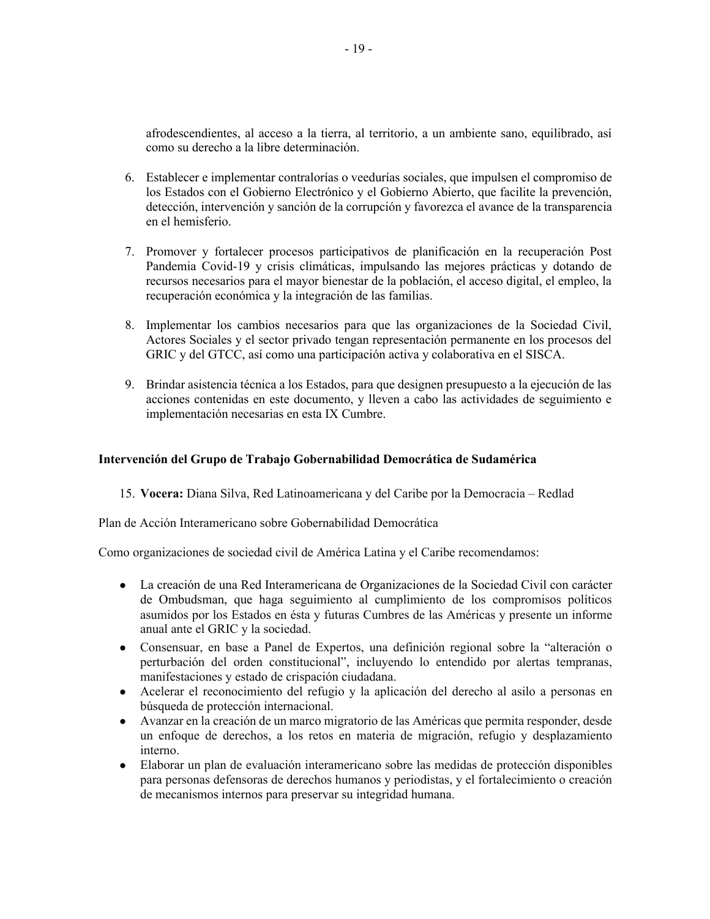afrodescendientes, al acceso a la tierra, al territorio, a un ambiente sano, equilibrado, así como su derecho a la libre determinación.

6. Establecer e implementar contralorías o veedurías sociales, que impulsen el compromiso de los Estados con el Gobierno Electrónico y el Gobierno Abierto, que facilite la prevención, detección, intervención y sanción de la corrupción y favorezca el avance de la transparencia en el hemisferio.

7. Promover y fortalecer procesos participativos de planificación en la recuperación Post Pandemia Covid-19 y crisis climáticas, impulsando las mejores prácticas y dotando de recursos necesarios para el mayor bienestar de la población, el acceso digital, el empleo, la recuperación económica y la integración de las familias.

8. Implementar los cambios necesarios para que las organizaciones de la Sociedad Civil, Actores Sociales y el sector privado tengan representación permanente en los procesos del GRIC y del GTCC, así como una participación activa y colaborativa en el SISCA.

9. Brindar asistencia técnica a los Estados, para que designen presupuesto a la ejecución de las acciones contenidas en este documento, y lleven a cabo las actividades de seguimiento e implementación necesarias en esta IX Cumbre.

**Intervención del Grupo de Trabajo Gobernabilidad Democrática de Sudamérica**

15. **Vocera:** Diana Silva, Red Latinoamericana y del Caribe por la Democracia – Redlad

Plan de Acción Interamericano sobre Gobernabilidad Democrática

Como organizaciones de sociedad civil de América Latina y el Caribe recomendamos:

- La creación de una Red Interamericana de Organizaciones de la Sociedad Civil con carácter de Ombudsman, que haga seguimiento al cumplimiento de los compromisos políticos asumidos por los Estados en ésta y futuras Cumbres de las Américas y presente un informe anual ante el GRIC y la sociedad.
- Consensuar, en base a Panel de Expertos, una definición regional sobre la "alteración o perturbación del orden constitucional", incluyendo lo entendido por alertas tempranas, manifestaciones y estado de crispación ciudadana.
- Acelerar el reconocimiento del refugio y la aplicación del derecho al asilo a personas en búsqueda de protección internacional.
- Avanzar en la creación de un marco migratorio de las Américas que permita responder, desde un enfoque de derechos, a los retos en materia de migración, refugio y desplazamiento interno.
- Elaborar un plan de evaluación interamericano sobre las medidas de protección disponibles para personas defensoras de derechos humanos y periodistas, y el fortalecimiento o creación de mecanismos internos para preservar su integridad humana.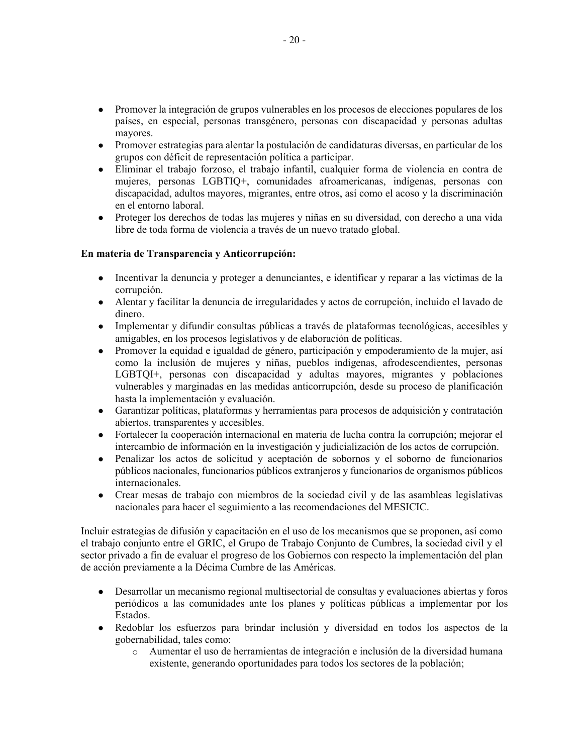- Promover la integración de grupos vulnerables en los procesos de elecciones populares de los países, en especial, personas transgénero, personas con discapacidad y personas adultas mayores.
- Promover estrategias para alentar la postulación de candidaturas diversas, en particular de los grupos con déficit de representación política a participar.
- Eliminar el trabajo forzoso, el trabajo infantil, cualquier forma de violencia en contra de mujeres, personas LGBTIQ+, comunidades afroamericanas, indígenas, personas con discapacidad, adultos mayores, migrantes, entre otros, así como el acoso y la discriminación en el entorno laboral.
- Proteger los derechos de todas las mujeres y niñas en su diversidad, con derecho a una vida libre de toda forma de violencia a través de un nuevo tratado global.

**En materia de Transparencia y Anticorrupción:**

- Incentivar la denuncia y proteger a denunciantes, e identificar y reparar a las víctimas de la corrupción.
- Alentar y facilitar la denuncia de irregularidades y actos de corrupción, incluido el lavado de dinero.
- Implementar y difundir consultas públicas a través de plataformas tecnológicas, accesibles y amigables, en los procesos legislativos y de elaboración de políticas.
- Promover la equidad e igualdad de género, participación y empoderamiento de la mujer, así como la inclusión de mujeres y niñas, pueblos indígenas, afrodescendientes, personas LGBTQI+, personas con discapacidad y adultas mayores, migrantes y poblaciones vulnerables y marginadas en las medidas anticorrupción, desde su proceso de planificación hasta la implementación y evaluación.
- Garantizar políticas, plataformas y herramientas para procesos de adquisición y contratación abiertos, transparentes y accesibles.
- Fortalecer la cooperación internacional en materia de lucha contra la corrupción; mejorar el intercambio de información en la investigación y judicialización de los actos de corrupción.
- Penalizar los actos de solicitud y aceptación de sobornos y el soborno de funcionarios públicos nacionales, funcionarios públicos extranjeros y funcionarios de organismos públicos internacionales.
- Crear mesas de trabajo con miembros de la sociedad civil y de las asambleas legislativas nacionales para hacer el seguimiento a las recomendaciones del MESICIC.

Incluir estrategias de difusión y capacitación en el uso de los mecanismos que se proponen, así como el trabajo conjunto entre el GRIC, el Grupo de Trabajo Conjunto de Cumbres, la sociedad civil y el sector privado a fin de evaluar el progreso de los Gobiernos con respecto la implementación del plan de acción previamente a la Décima Cumbre de las Américas.

- Desarrollar un mecanismo regional multisectorial de consultas y evaluaciones abiertas y foros periódicos a las comunidades ante los planes y políticas públicas a implementar por los Estados.
- Redoblar los esfuerzos para brindar inclusión y diversidad en todos los aspectos de la gobernabilidad, tales como:
  - Aumentar el uso de herramientas de integración e inclusión de la diversidad humana existente, generando oportunidades para todos los sectores de la población;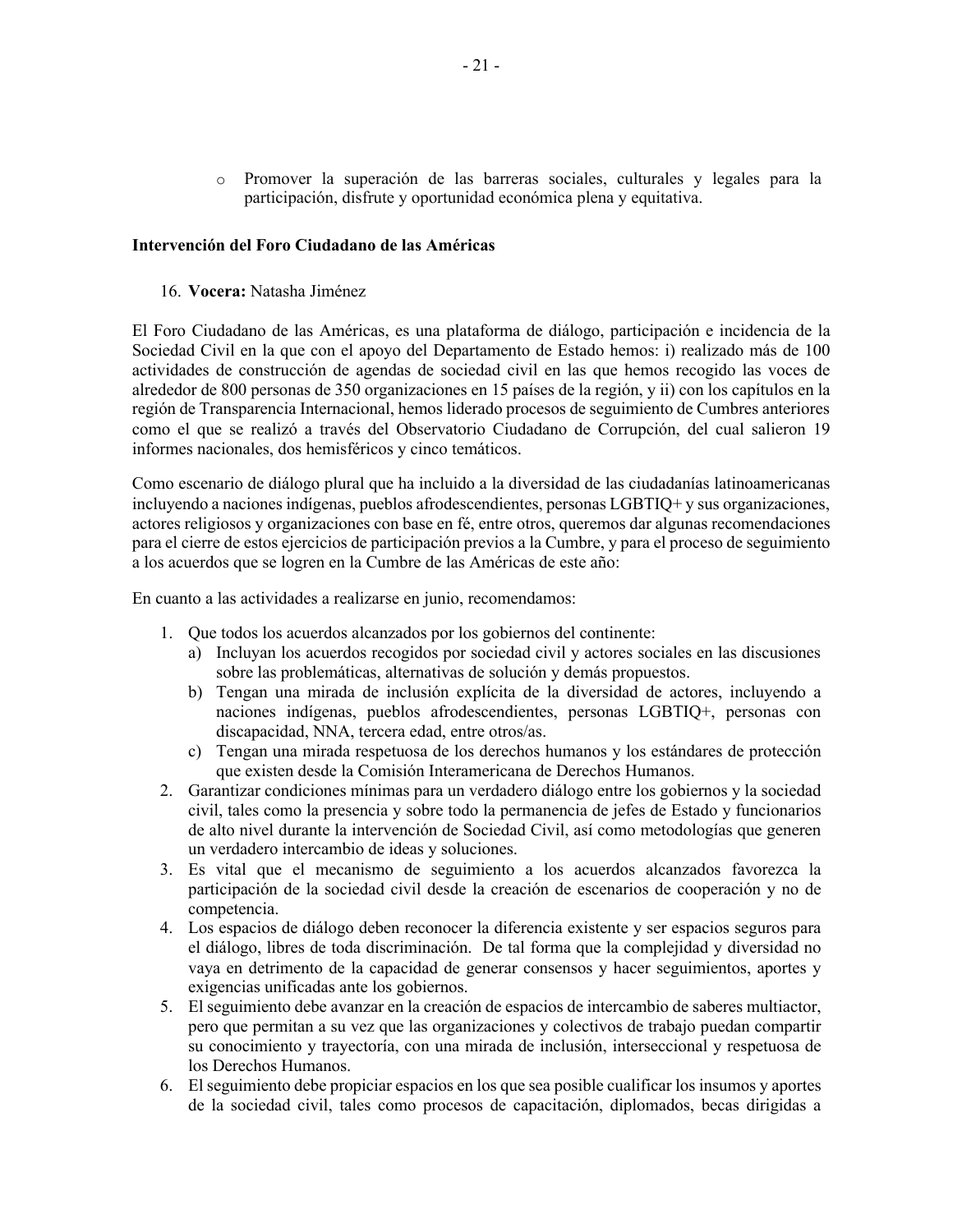- Promover la superación de las barreras sociales, culturales y legales para la participación, disfrute y oportunidad económica plena y equitativa.

**Intervención del Foro Ciudadano de las Américas**

16. **Vocera:** Natasha Jiménez

El Foro Ciudadano de las Américas, es una plataforma de diálogo, participación e incidencia de la Sociedad Civil en la que con el apoyo del Departamento de Estado hemos: i) realizado más de 100 actividades de construcción de agendas de sociedad civil en las que hemos recogido las voces de alrededor de 800 personas de 350 organizaciones en 15 países de la región, y ii) con los capítulos en la región de Transparencia Internacional, hemos liderado procesos de seguimiento de Cumbres anteriores como el que se realizó a través del Observatorio Ciudadano de Corrupción, del cual salieron 19 informes nacionales, dos hemisféricos y cinco temáticos.

Como escenario de diálogo plural que ha incluido a la diversidad de las ciudadanías latinoamericanas incluyendo a naciones indígenas, pueblos afrodescendientes, personas LGBTIQ+ y sus organizaciones, actores religiosos y organizaciones con base en fé, entre otros, queremos dar algunas recomendaciones para el cierre de estos ejercicios de participación previos a la Cumbre, y para el proceso de seguimiento a los acuerdos que se logren en la Cumbre de las Américas de este año:

En cuanto a las actividades a realizarse en junio, recomendamos:

1. Que todos los acuerdos alcanzados por los gobiernos del continente:
   a) Incluyan los acuerdos recogidos por sociedad civil y actores sociales en las discusiones sobre las problemáticas, alternativas de solución y demás propuestos.
   b) Tengan una mirada de inclusión explícita de la diversidad de actores, incluyendo a naciones indígenas, pueblos afrodescendientes, personas LGBTIQ+, personas con discapacidad, NNA, tercera edad, entre otros/as.
   c) Tengan una mirada respetuosa de los derechos humanos y los estándares de protección que existen desde la Comisión Interamericana de Derechos Humanos.
2. Garantizar condiciones mínimas para un verdadero diálogo entre los gobiernos y la sociedad civil, tales como la presencia y sobre todo la permanencia de jefes de Estado y funcionarios de alto nivel durante la intervención de Sociedad Civil, así como metodologías que generen un verdadero intercambio de ideas y soluciones.
3. Es vital que el mecanismo de seguimiento a los acuerdos alcanzados favorezca la participación de la sociedad civil desde la creación de escenarios de cooperación y no de competencia.
4. Los espacios de diálogo deben reconocer la diferencia existente y ser espacios seguros para el diálogo, libres de toda discriminación. De tal forma que la complejidad y diversidad no vaya en detrimento de la capacidad de generar consensos y hacer seguimientos, aportes y exigencias unificadas ante los gobiernos.
5. El seguimiento debe avanzar en la creación de espacios de intercambio de saberes multiactor, pero que permitan a su vez que las organizaciones y colectivos de trabajo puedan compartir su conocimiento y trayectoría, con una mirada de inclusión, interseccional y respetuosa de los Derechos Humanos.
6. El seguimiento debe propiciar espacios en los que sea posible cualificar los insumos y aportes de la sociedad civil, tales como procesos de capacitación, diplomados, becas dirigidas a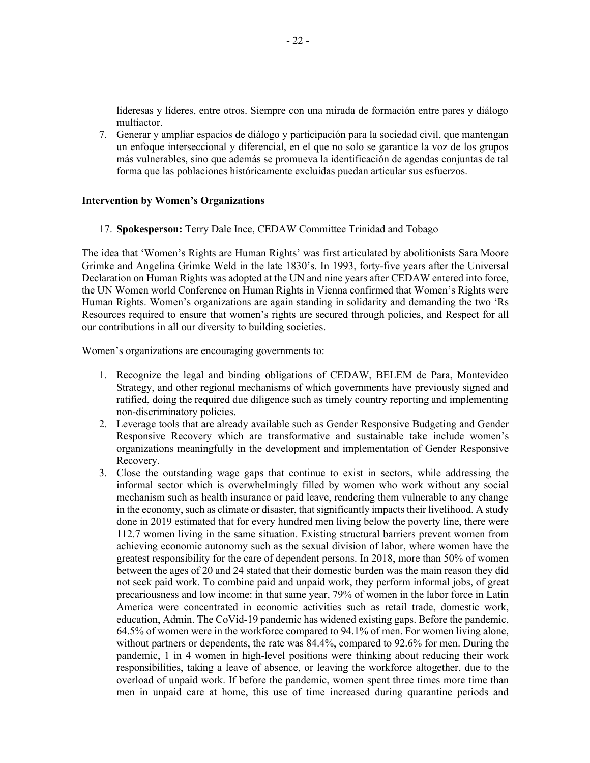lideresas y líderes, entre otros. Siempre con una mirada de formación entre pares y diálogo multiactor.

7. Generar y ampliar espacios de diálogo y participación para la sociedad civil, que mantengan un enfoque interseccional y diferencial, en el que no solo se garantice la voz de los grupos más vulnerables, sino que además se promueva la identificación de agendas conjuntas de tal forma que las poblaciones históricamente excluidas puedan articular sus esfuerzos.

**Intervention by Women's Organizations**

17. **Spokesperson:** Terry Dale Ince, CEDAW Committee Trinidad and Tobago

The idea that 'Women's Rights are Human Rights' was first articulated by abolitionists Sara Moore Grimke and Angelina Grimke Weld in the late 1830's. In 1993, forty-five years after the Universal Declaration on Human Rights was adopted at the UN and nine years after CEDAW entered into force, the UN Women world Conference on Human Rights in Vienna confirmed that Women's Rights were Human Rights. Women's organizations are again standing in solidarity and demanding the two 'Rs Resources required to ensure that women's rights are secured through policies, and Respect for all our contributions in all our diversity to building societies.

Women's organizations are encouraging governments to:

1. Recognize the legal and binding obligations of CEDAW, BELEM de Para, Montevideo Strategy, and other regional mechanisms of which governments have previously signed and ratified, doing the required due diligence such as timely country reporting and implementing non-discriminatory policies.
2. Leverage tools that are already available such as Gender Responsive Budgeting and Gender Responsive Recovery which are transformative and sustainable take include women's organizations meaningfully in the development and implementation of Gender Responsive Recovery.
3. Close the outstanding wage gaps that continue to exist in sectors, while addressing the informal sector which is overwhelmingly filled by women who work without any social mechanism such as health insurance or paid leave, rendering them vulnerable to any change in the economy, such as climate or disaster, that significantly impacts their livelihood. A study done in 2019 estimated that for every hundred men living below the poverty line, there were 112.7 women living in the same situation. Existing structural barriers prevent women from achieving economic autonomy such as the sexual division of labor, where women have the greatest responsibility for the care of dependent persons. In 2018, more than 50% of women between the ages of 20 and 24 stated that their domestic burden was the main reason they did not seek paid work. To combine paid and unpaid work, they perform informal jobs, of great precariousness and low income: in that same year, 79% of women in the labor force in Latin America were concentrated in economic activities such as retail trade, domestic work, education, Admin. The CoVid-19 pandemic has widened existing gaps. Before the pandemic, 64.5% of women were in the workforce compared to 94.1% of men. For women living alone, without partners or dependents, the rate was 84.4%, compared to 92.6% for men. During the pandemic, 1 in 4 women in high-level positions were thinking about reducing their work responsibilities, taking a leave of absence, or leaving the workforce altogether, due to the overload of unpaid work. If before the pandemic, women spent three times more time than men in unpaid care at home, this use of time increased during quarantine periods and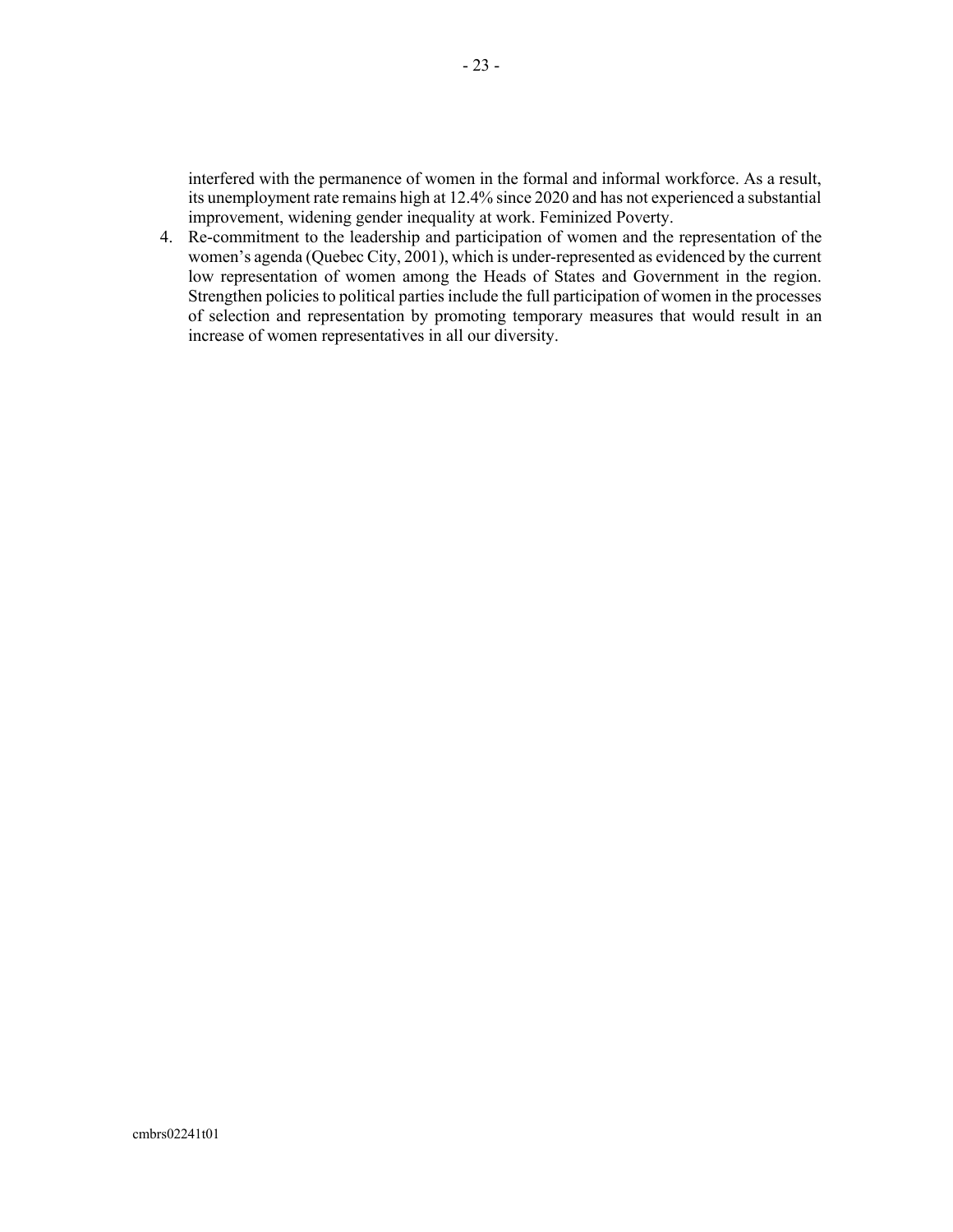interfered with the permanence of women in the formal and informal workforce. As a result, its unemployment rate remains high at 12.4% since 2020 and has not experienced a substantial improvement, widening gender inequality at work. Feminized Poverty.

4. Re-commitment to the leadership and participation of women and the representation of the women's agenda (Quebec City, 2001), which is under-represented as evidenced by the current low representation of women among the Heads of States and Government in the region. Strengthen policies to political parties include the full participation of women in the processes of selection and representation by promoting temporary measures that would result in an increase of women representatives in all our diversity.

cmbrs02241t01